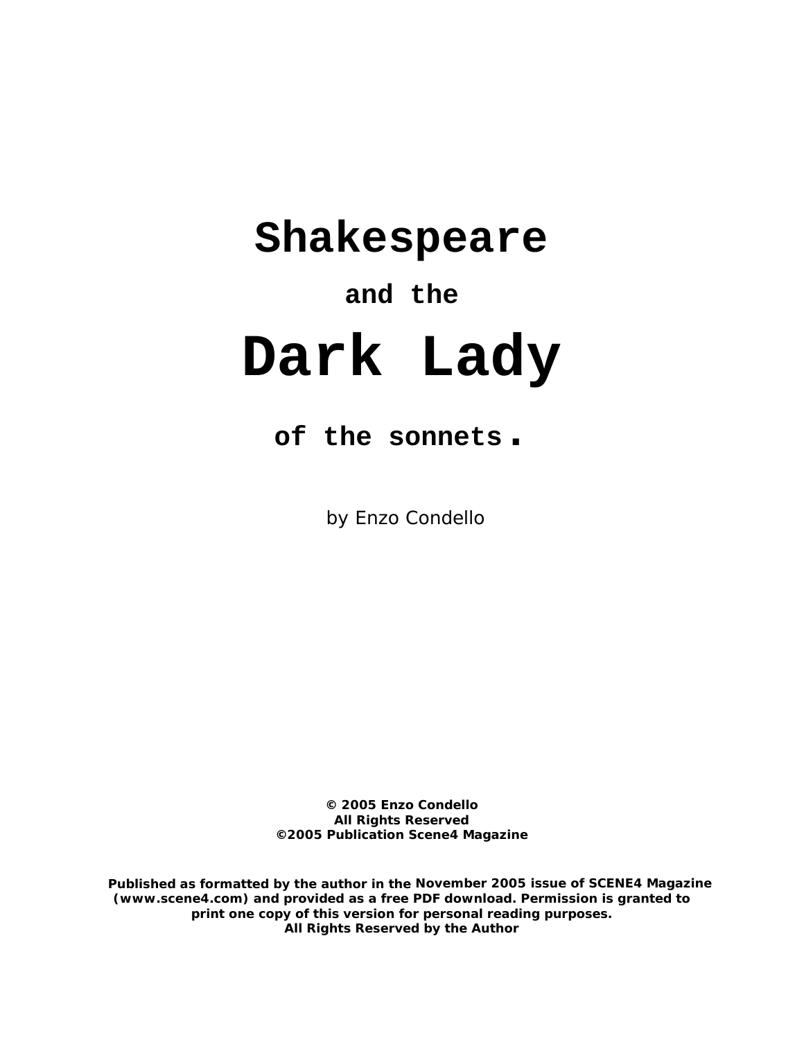# Shakespeare

## and the

# Dark Lady

## of the sonnets.

by Enzo Condello

**© 2005 Enzo Condello**
**All Rights Reserved**
**©2005 Publication Scene4 Magazine**

**Published as formatted by the author in the November 2005 issue of SCENE4 Magazine (www.scene4.com) and provided as a free PDF download. Permission is granted to print one copy of this version for personal reading purposes.**
**All Rights Reserved by the Author**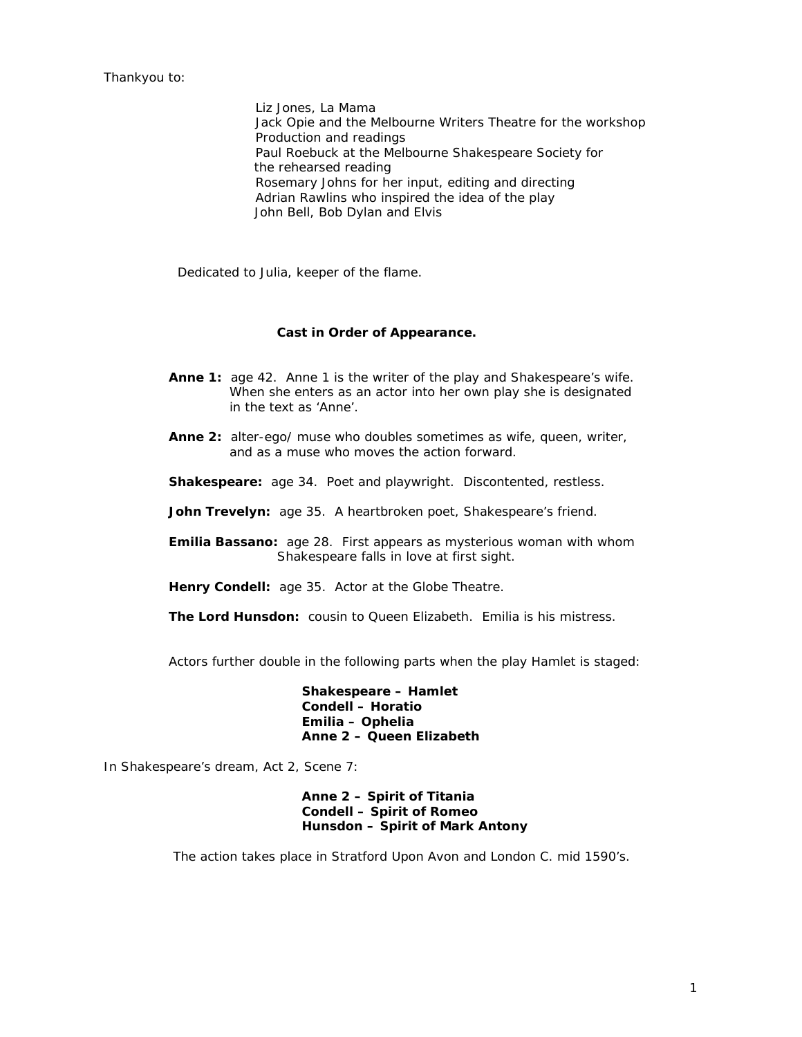Thankyou to:

Liz Jones, La Mama
Jack Opie and the Melbourne Writers Theatre for the workshop
Production and readings
Paul Roebuck at the Melbourne Shakespeare Society for
the rehearsed reading
Rosemary Johns for her input, editing and directing
Adrian Rawlins who inspired the idea of the play
John Bell, Bob Dylan and Elvis

Dedicated to Julia, keeper of the flame.

**Cast in Order of Appearance.**

**Anne 1:** age 42. Anne 1 is the writer of the play and Shakespeare's wife. When she enters as an actor into her own play she is designated in the text as 'Anne'.

**Anne 2:** alter-ego/ muse who doubles sometimes as wife, queen, writer, and as a muse who moves the action forward.

**Shakespeare:** age 34. Poet and playwright. Discontented, restless.

**John Trevelyn:** age 35. A heartbroken poet, Shakespeare's friend.

**Emilia Bassano:** age 28. First appears as mysterious woman with whom Shakespeare falls in love at first sight.

**Henry Condell:** age 35. Actor at the Globe Theatre.

**The Lord Hunsdon:** cousin to Queen Elizabeth. Emilia is his mistress.

Actors further double in the following parts when the play Hamlet is staged:

**Shakespeare – Hamlet**
**Condell – Horatio**
**Emilia – Ophelia**
**Anne 2 – Queen Elizabeth**

In Shakespeare's dream, Act 2, Scene 7:

**Anne 2 – Spirit of Titania**
**Condell – Spirit of Romeo**
**Hunsdon – Spirit of Mark Antony**

The action takes place in Stratford Upon Avon and London C. mid 1590's.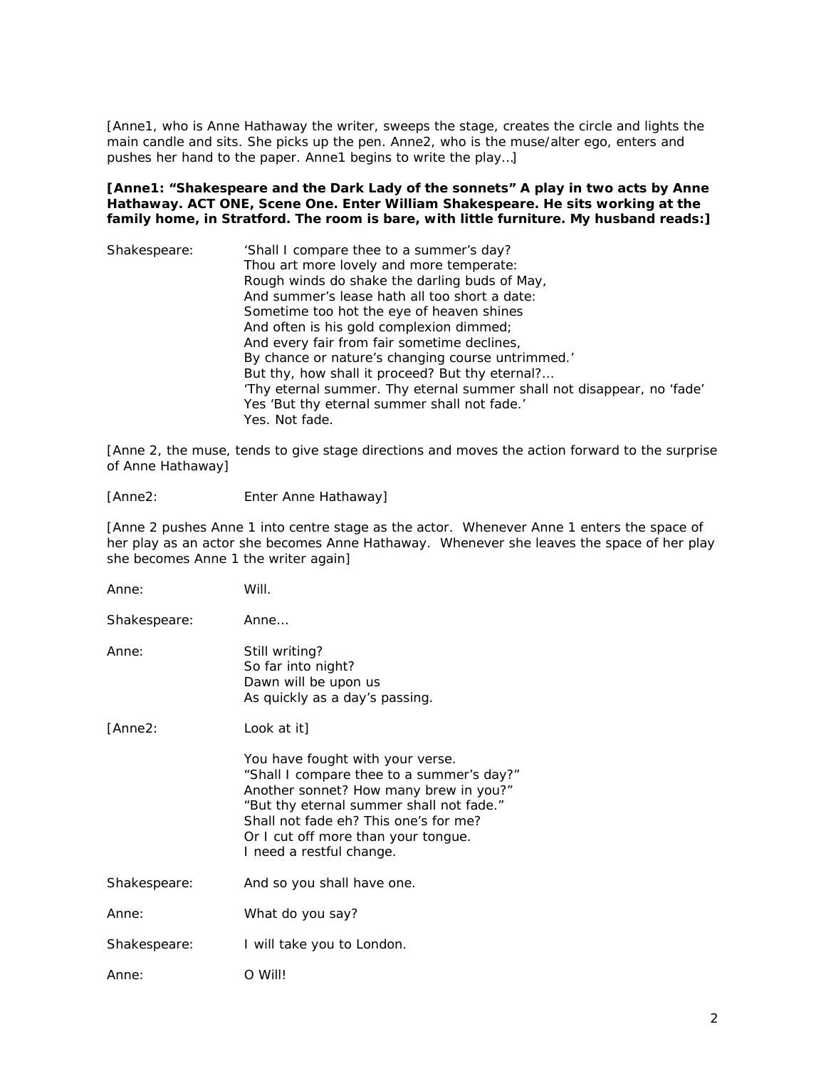[Anne1, who is Anne Hathaway the writer, sweeps the stage, creates the circle and lights the main candle and sits. She picks up the pen. Anne2, who is the muse/alter ego, enters and pushes her hand to the paper. Anne1 begins to write the play...]

**[Anne1: "Shakespeare and the Dark Lady of the sonnets" A play in two acts by Anne Hathaway. ACT ONE, Scene One. Enter William Shakespeare. He sits working at the family home, in Stratford. The room is bare, with little furniture. My husband reads:]**

Shakespeare: 'Shall I compare thee to a summer's day?
Thou art more lovely and more temperate:
Rough winds do shake the darling buds of May,
And summer's lease hath all too short a date:
Sometime too hot the eye of heaven shines
And often is his gold complexion dimmed;
And every fair from fair sometime declines,
By chance or nature's changing course untrimmed.'
But thy, how shall it proceed? But thy eternal?...
'Thy eternal summer. Thy eternal summer shall not disappear, no 'fade'
Yes 'But thy eternal summer shall not fade.'
Yes. Not fade.

[Anne 2, the muse, tends to give stage directions and moves the action forward to the surprise of Anne Hathaway]

[Anne2: Enter Anne Hathaway]

[Anne 2 pushes Anne 1 into centre stage as the actor. Whenever Anne 1 enters the space of her play as an actor she becomes Anne Hathaway. Whenever she leaves the space of her play she becomes Anne 1 the writer again]

Anne: Will.

Shakespeare: Anne...

Anne: Still writing?
So far into night?
Dawn will be upon us
As quickly as a day's passing.

[Anne2: Look at it]

You have fought with your verse.
"Shall I compare thee to a summer's day?"
Another sonnet? How many brew in you?"
"But thy eternal summer shall not fade."
Shall not fade eh? This one's for me?
Or I cut off more than your tongue.
I need a restful change.

Shakespeare: And so you shall have one.

Anne: What do you say?

Shakespeare: I will take you to London.

Anne: O Will!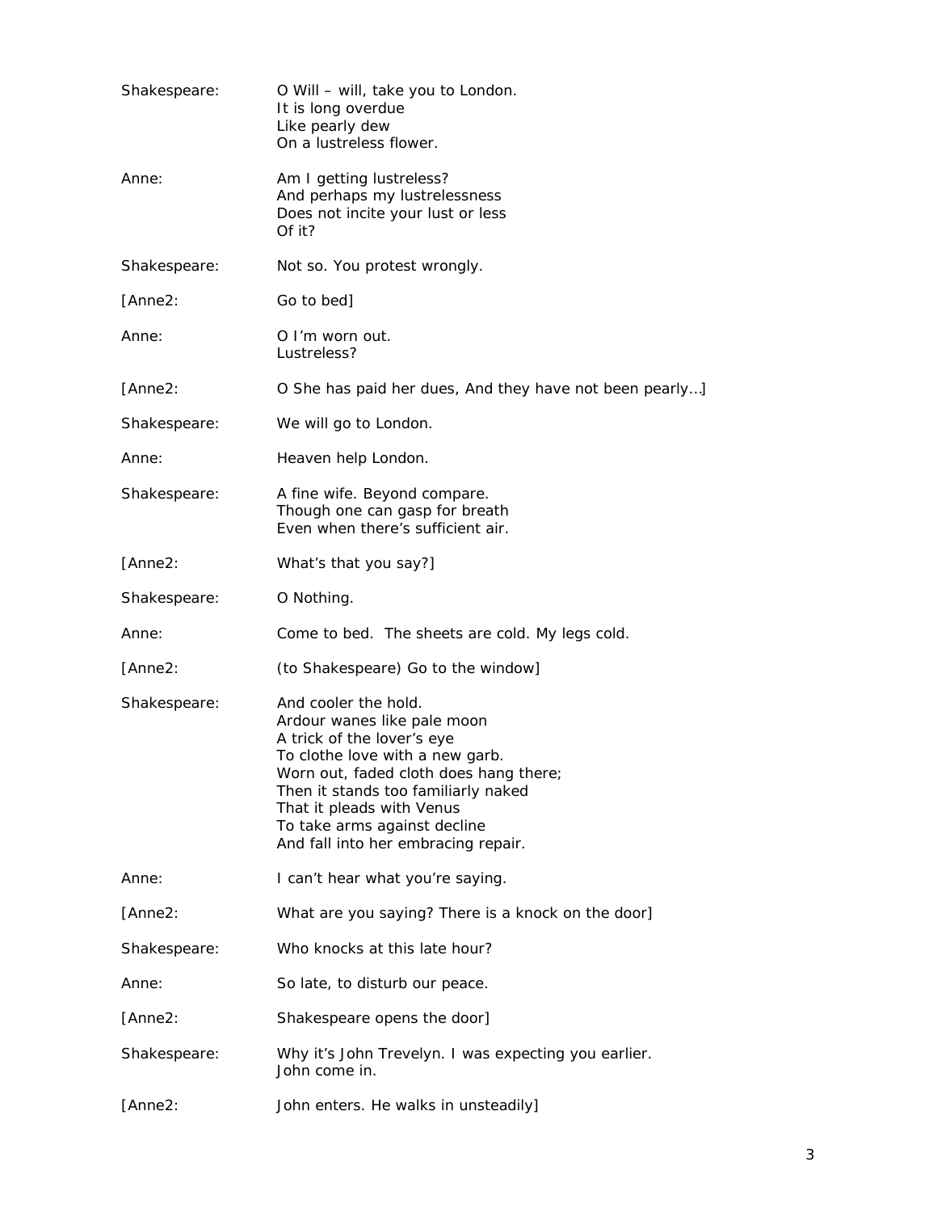Shakespeare: O Will – will, take you to London.  
It is long overdue  
Like pearly dew  
On a lustreless flower.

Anne: Am I getting lustreless?  
And perhaps my lustrelessness  
Does not incite your lust or less  
Of it?

Shakespeare: Not so. You protest wrongly.

[Anne2: Go to bed]

Anne: O I'm worn out.  
Lustreless?

[Anne2: O She has paid her dues, And they have not been pearly…]

Shakespeare: We will go to London.

Anne: Heaven help London.

Shakespeare: A fine wife. Beyond compare.  
Though one can gasp for breath  
Even when there's sufficient air.

[Anne2: What's that you say?]

Shakespeare: O Nothing.

Anne: Come to bed. The sheets are cold. My legs cold.

[Anne2: (to Shakespeare) Go to the window]

Shakespeare: And cooler the hold.  
Ardour wanes like pale moon  
A trick of the lover's eye  
To clothe love with a new garb.  
Worn out, faded cloth does hang there;  
Then it stands too familiarly naked  
That it pleads with Venus  
To take arms against decline  
And fall into her embracing repair.

Anne: I can't hear what you're saying.

[Anne2: What are you saying? There is a knock on the door]

Shakespeare: Who knocks at this late hour?

Anne: So late, to disturb our peace.

[Anne2: Shakespeare opens the door]

Shakespeare: Why it's John Trevelyn. I was expecting you earlier.  
John come in.

[Anne2: John enters. He walks in unsteadily]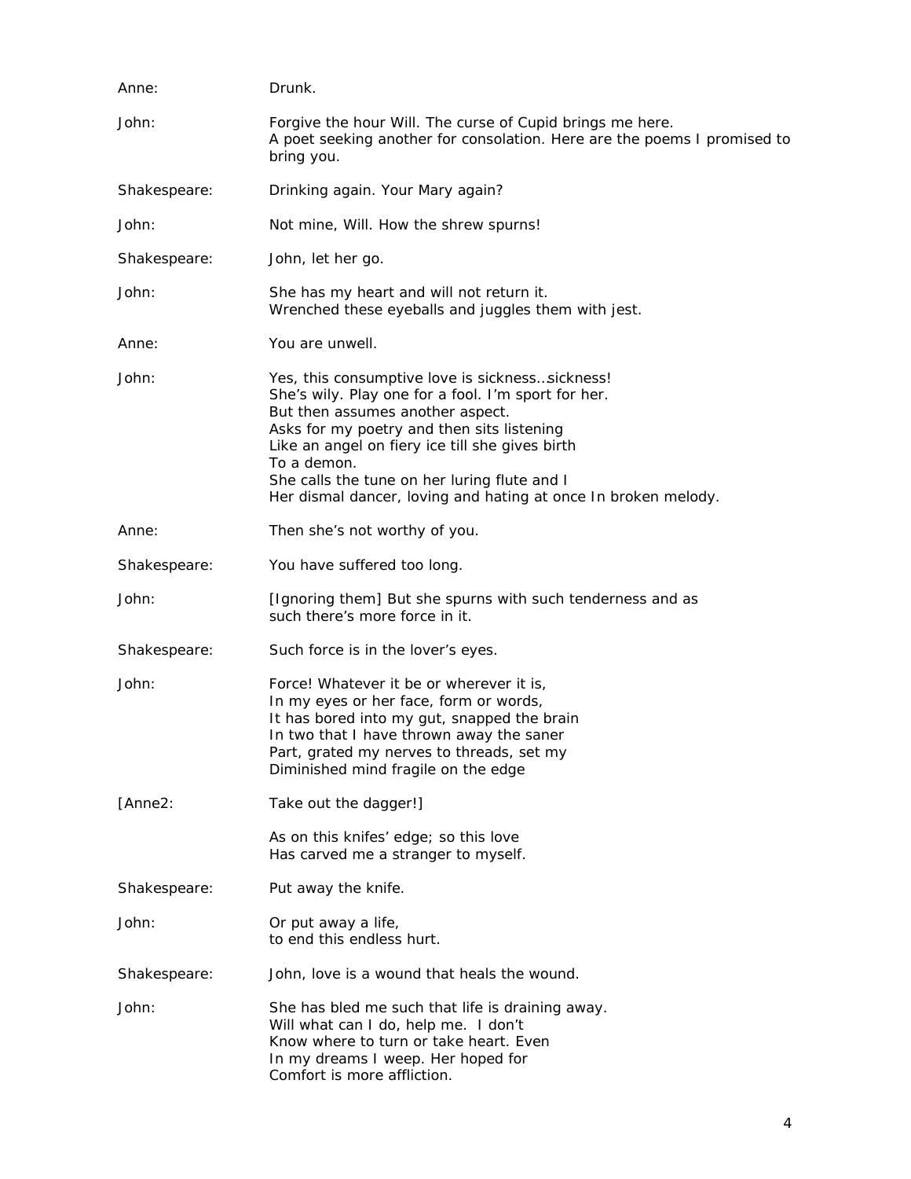Anne: Drunk.

John: Forgive the hour Will. The curse of Cupid brings me here.
A poet seeking another for consolation. Here are the poems I promised to bring you.

Shakespeare: Drinking again. Your Mary again?

John: Not mine, Will. How the shrew spurns!

Shakespeare: John, let her go.

John: She has my heart and will not return it.
Wrenched these eyeballs and juggles them with jest.

Anne: You are unwell.

John: Yes, this consumptive love is sickness..sickness!
She's wily. Play one for a fool. I'm sport for her.
But then assumes another aspect.
Asks for my poetry and then sits listening
Like an angel on fiery ice till she gives birth
To a demon.
She calls the tune on her luring flute and I
Her dismal dancer, loving and hating at once In broken melody.

Anne: Then she's not worthy of you.

Shakespeare: You have suffered too long.

John: [Ignoring them] But she spurns with such tenderness and as
such there's more force in it.

Shakespeare: Such force is in the lover's eyes.

John: Force! Whatever it be or wherever it is,
In my eyes or her face, form or words,
It has bored into my gut, snapped the brain
In two that I have thrown away the saner
Part, grated my nerves to threads, set my
Diminished mind fragile on the edge

[Anne2: Take out the dagger!]

As on this knifes' edge; so this love
Has carved me a stranger to myself.

Shakespeare: Put away the knife.

John: Or put away a life,
to end this endless hurt.

Shakespeare: John, love is a wound that heals the wound.

John: She has bled me such that life is draining away.
Will what can I do, help me. I don't
Know where to turn or take heart. Even
In my dreams I weep. Her hoped for
Comfort is more affliction.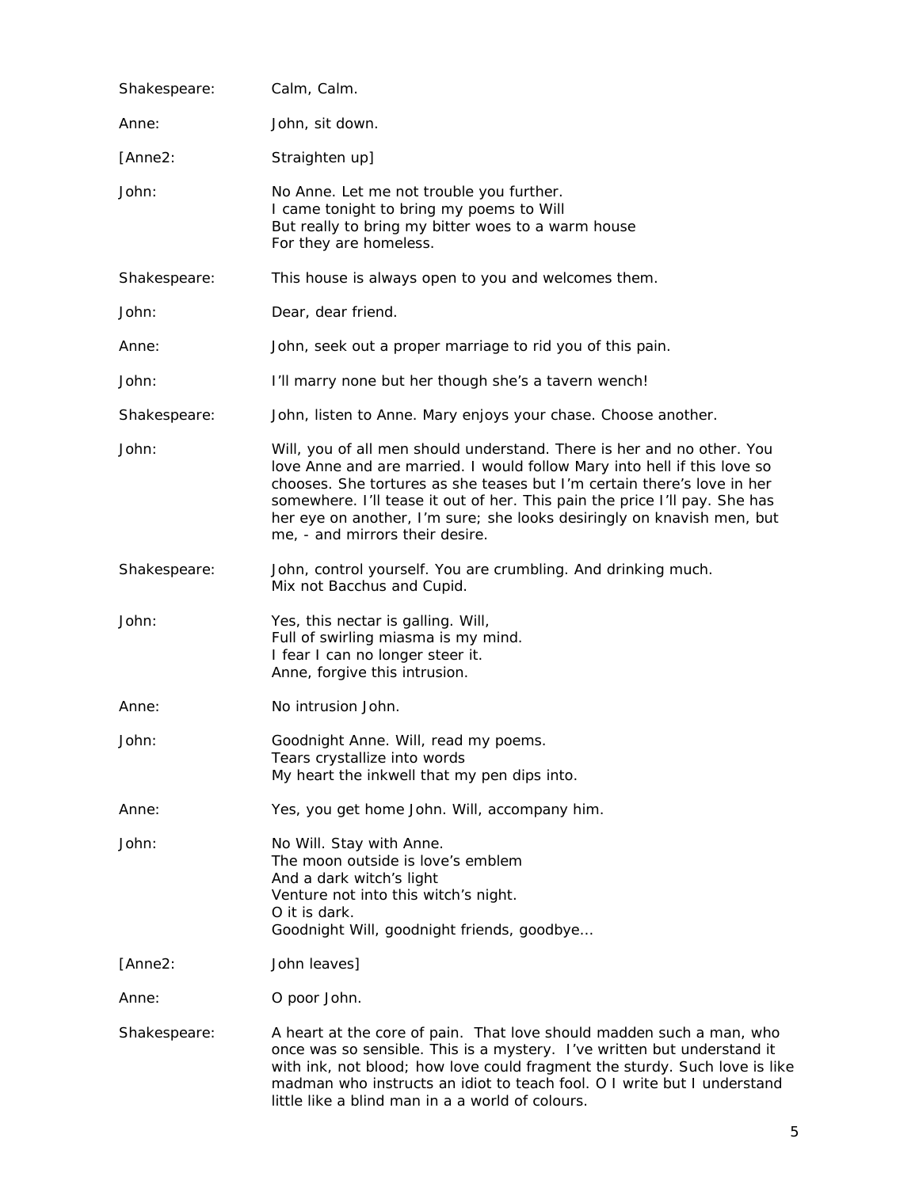Shakespeare: Calm, Calm.

Anne: John, sit down.

[Anne2: Straighten up]

John: No Anne. Let me not trouble you further.
I came tonight to bring my poems to Will
But really to bring my bitter woes to a warm house
For they are homeless.

Shakespeare: This house is always open to you and welcomes them.

John: Dear, dear friend.

Anne: John, seek out a proper marriage to rid you of this pain.

John: I'll marry none but her though she's a tavern wench!

Shakespeare: John, listen to Anne. Mary enjoys your chase. Choose another.

John: Will, you of all men should understand. There is her and no other. You love Anne and are married. I would follow Mary into hell if this love so chooses. She tortures as she teases but I'm certain there's love in her somewhere. I'll tease it out of her. This pain the price I'll pay. She has her eye on another, I'm sure; she looks desiringly on knavish men, but me, - and mirrors their desire.

Shakespeare: John, control yourself. You are crumbling. And drinking much.
Mix not Bacchus and Cupid.

John: Yes, this nectar is galling. Will,
Full of swirling miasma is my mind.
I fear I can no longer steer it.
Anne, forgive this intrusion.

Anne: No intrusion John.

John: Goodnight Anne. Will, read my poems.
Tears crystallize into words
My heart the inkwell that my pen dips into.

Anne: Yes, you get home John. Will, accompany him.

John: No Will. Stay with Anne.
The moon outside is love's emblem
And a dark witch's light
Venture not into this witch's night.
O it is dark.
Goodnight Will, goodnight friends, goodbye...

[Anne2: John leaves]

Anne: O poor John.

Shakespeare: A heart at the core of pain. That love should madden such a man, who once was so sensible. This is a mystery. I've written but understand it with ink, not blood; how love could fragment the sturdy. Such love is like madman who instructs an idiot to teach fool. O I write but I understand little like a blind man in a a world of colours.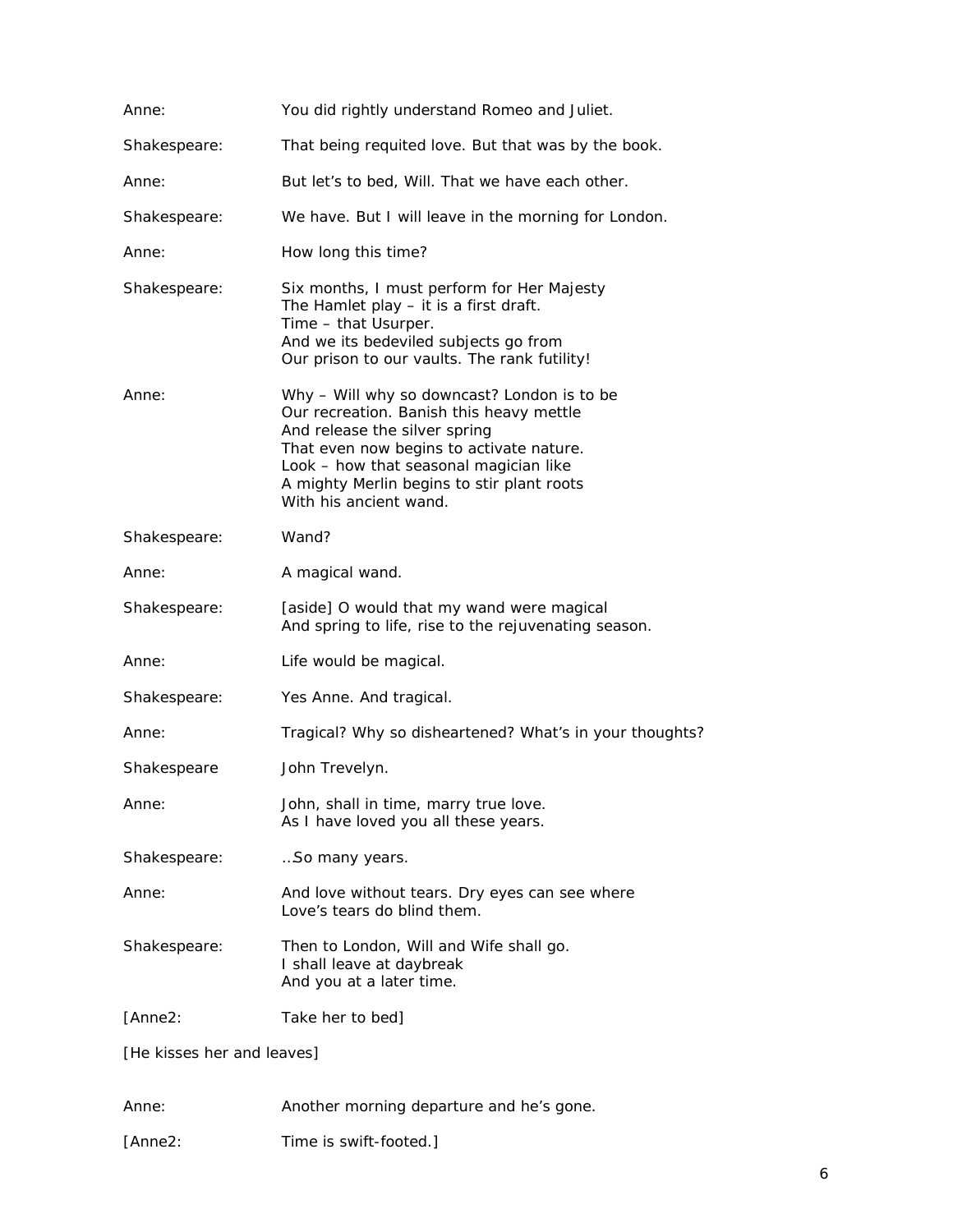Anne: You did rightly understand Romeo and Juliet.

Shakespeare: That being requited love. But that was by the book.

Anne: But let's to bed, Will. That we have each other.

Shakespeare: We have. But I will leave in the morning for London.

Anne: How long this time?

Shakespeare: Six months, I must perform for Her Majesty
The Hamlet play – it is a first draft.
Time – that Usurper.
And we its bedeviled subjects go from
Our prison to our vaults. The rank futility!

Anne: Why – Will why so downcast? London is to be
Our recreation. Banish this heavy mettle
And release the silver spring
That even now begins to activate nature.
Look – how that seasonal magician like
A mighty Merlin begins to stir plant roots
With his ancient wand.

Shakespeare: Wand?

Anne: A magical wand.

Shakespeare: [aside] O would that my wand were magical
And spring to life, rise to the rejuvenating season.

Anne: Life would be magical.

Shakespeare: Yes Anne. And tragical.

Anne: Tragical? Why so disheartened? What's in your thoughts?

Shakespeare John Trevelyn.

Anne: John, shall in time, marry true love.
As I have loved you all these years.

Shakespeare: ..So many years.

Anne: And love without tears. Dry eyes can see where
Love's tears do blind them.

Shakespeare: Then to London, Will and Wife shall go.
I shall leave at daybreak
And you at a later time.

[Anne2: Take her to bed]

[He kisses her and leaves]

Anne: Another morning departure and he's gone.

[Anne2: Time is swift-footed.]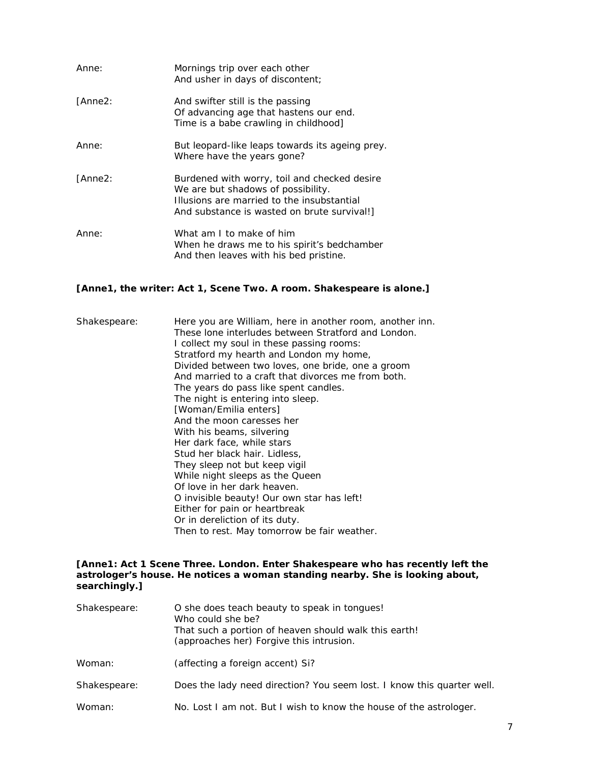Anne: Mornings trip over each other
And usher in days of discontent;

[Anne2: And swifter still is the passing
Of advancing age that hastens our end.
Time is a babe crawling in childhood]

Anne: But leopard-like leaps towards its ageing prey.
Where have the years gone?

[Anne2: Burdened with worry, toil and checked desire
We are but shadows of possibility.
Illusions are married to the insubstantial
And substance is wasted on brute survival!]

Anne: What am I to make of him
When he draws me to his spirit's bedchamber
And then leaves with his bed pristine.

**[Anne1, the writer: Act 1, Scene Two. A room. Shakespeare is alone.]**

Shakespeare: Here you are William, here in another room, another inn.
These lone interludes between Stratford and London.
I collect my soul in these passing rooms:
Stratford my hearth and London my home,
Divided between two loves, one bride, one a groom
And married to a craft that divorces me from both.
The years do pass like spent candles.
The night is entering into sleep.
[Woman/Emilia enters]
And the moon caresses her
With his beams, silvering
Her dark face, while stars
Stud her black hair. Lidless,
They sleep not but keep vigil
While night sleeps as the Queen
Of love in her dark heaven.
O invisible beauty! Our own star has left!
Either for pain or heartbreak
Or in dereliction of its duty.
Then to rest. May tomorrow be fair weather.

**[Anne1: Act 1 Scene Three. London. Enter Shakespeare who has recently left the astrologer's house. He notices a woman standing nearby. She is looking about, searchingly.]**

Shakespeare: O she does teach beauty to speak in tongues!
Who could she be?
That such a portion of heaven should walk this earth!
(approaches her) Forgive this intrusion.

Woman: (affecting a foreign accent) Si?

Shakespeare: Does the lady need direction? You seem lost. I know this quarter well.

Woman: No. Lost I am not. But I wish to know the house of the astrologer.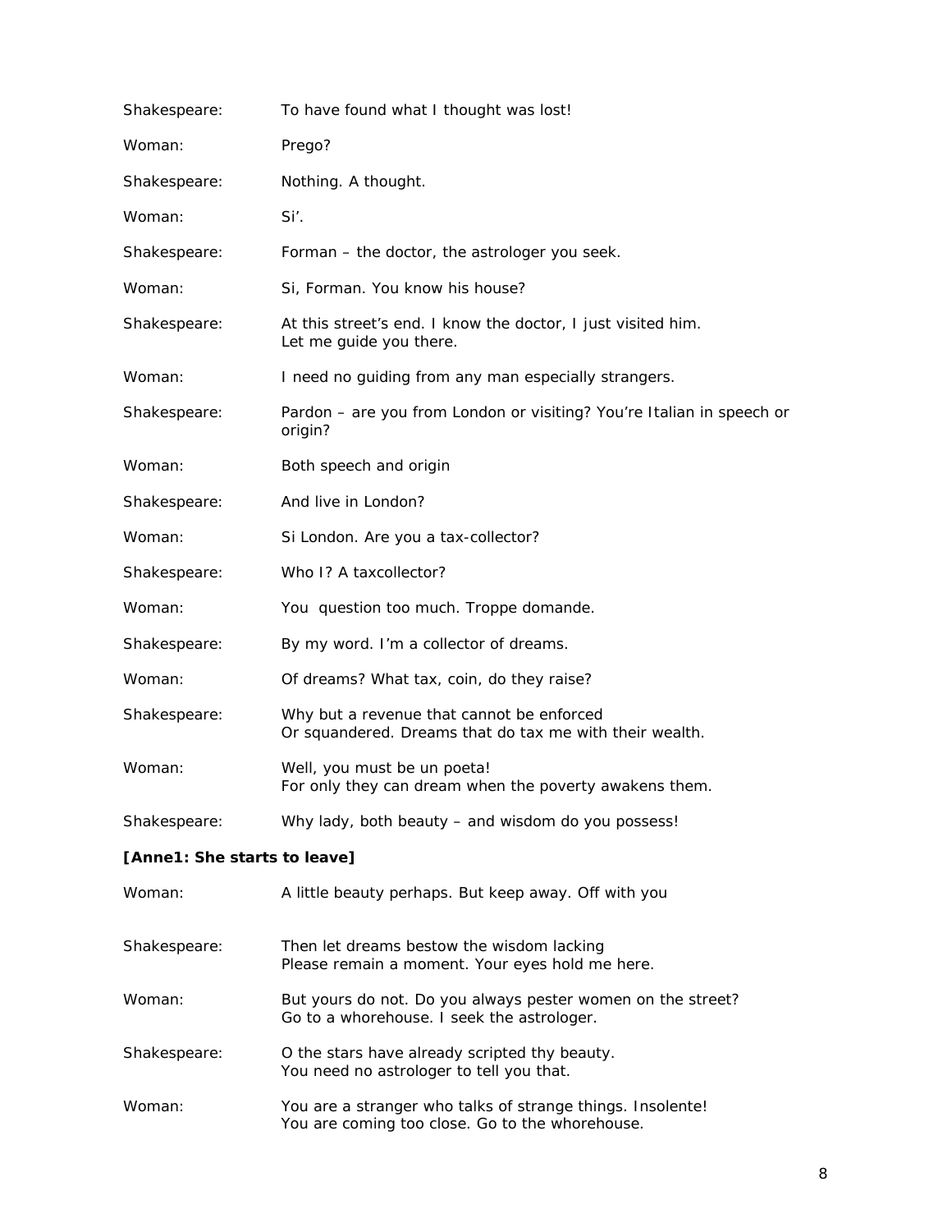Shakespeare: To have found what I thought was lost!

Woman: Prego?

Shakespeare: Nothing. A thought.

Woman: Si'.

Shakespeare: Forman – the doctor, the astrologer you seek.

Woman: Si, Forman. You know his house?

Shakespeare: At this street's end. I know the doctor, I just visited him.
Let me guide you there.

Woman: I need no guiding from any man especially strangers.

Shakespeare: Pardon – are you from London or visiting? You're Italian in speech or origin?

Woman: Both speech and origin

Shakespeare: And live in London?

Woman: Si London. Are you a tax-collector?

Shakespeare: Who I? A taxcollector?

Woman: You question too much. Troppe domande.

Shakespeare: By my word. I'm a collector of dreams.

Woman: Of dreams? What tax, coin, do they raise?

Shakespeare: Why but a revenue that cannot be enforced
Or squandered. Dreams that do tax me with their wealth.

Woman: Well, you must be un poeta!
For only they can dream when the poverty awakens them.

Shakespeare: Why lady, both beauty – and wisdom do you possess!

**[Anne1: She starts to leave]**

Woman: A little beauty perhaps. But keep away. Off with you

Shakespeare: Then let dreams bestow the wisdom lacking
Please remain a moment. Your eyes hold me here.

Woman: But yours do not. Do you always pester women on the street?
Go to a whorehouse. I seek the astrologer.

Shakespeare: O the stars have already scripted thy beauty.
You need no astrologer to tell you that.

Woman: You are a stranger who talks of strange things. Insolente!
You are coming too close. Go to the whorehouse.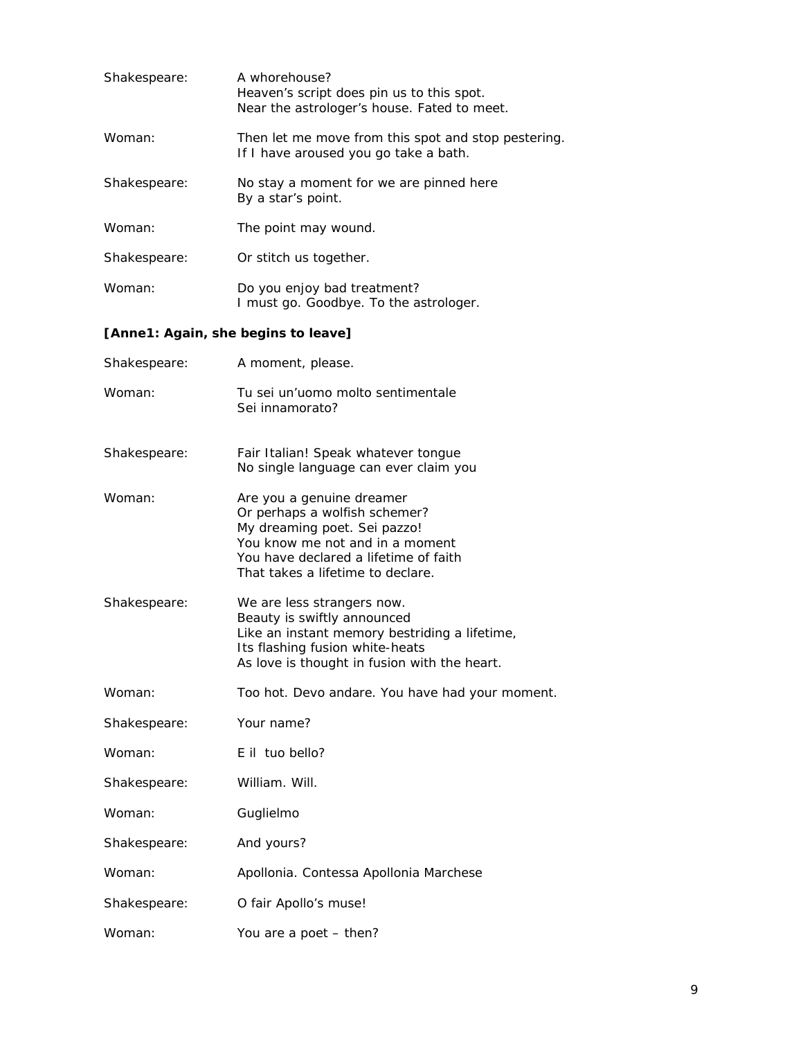Shakespeare: A whorehouse?
Heaven's script does pin us to this spot.
Near the astrologer's house. Fated to meet.

Woman: Then let me move from this spot and stop pestering.
If I have aroused you go take a bath.

Shakespeare: No stay a moment for we are pinned here
By a star's point.

Woman: The point may wound.

Shakespeare: Or stitch us together.

Woman: Do you enjoy bad treatment?
I must go. Goodbye. To the astrologer.

**[Anne1: Again, she begins to leave]**

Shakespeare: A moment, please.

Woman: Tu sei un'uomo molto sentimentale
Sei innamorato?

Shakespeare: Fair Italian! Speak whatever tongue
No single language can ever claim you

Woman: Are you a genuine dreamer
Or perhaps a wolfish schemer?
My dreaming poet. Sei pazzo!
You know me not and in a moment
You have declared a lifetime of faith
That takes a lifetime to declare.

Shakespeare: We are less strangers now.
Beauty is swiftly announced
Like an instant memory bestriding a lifetime,
Its flashing fusion white-heats
As love is thought in fusion with the heart.

Woman: Too hot. Devo andare. You have had your moment.

Shakespeare: Your name?

Woman: E il tuo bello?

Shakespeare: William. Will.

Woman: Guglielmo

Shakespeare: And yours?

Woman: Apollonia. Contessa Apollonia Marchese

Shakespeare: O fair Apollo's muse!

Woman: You are a poet – then?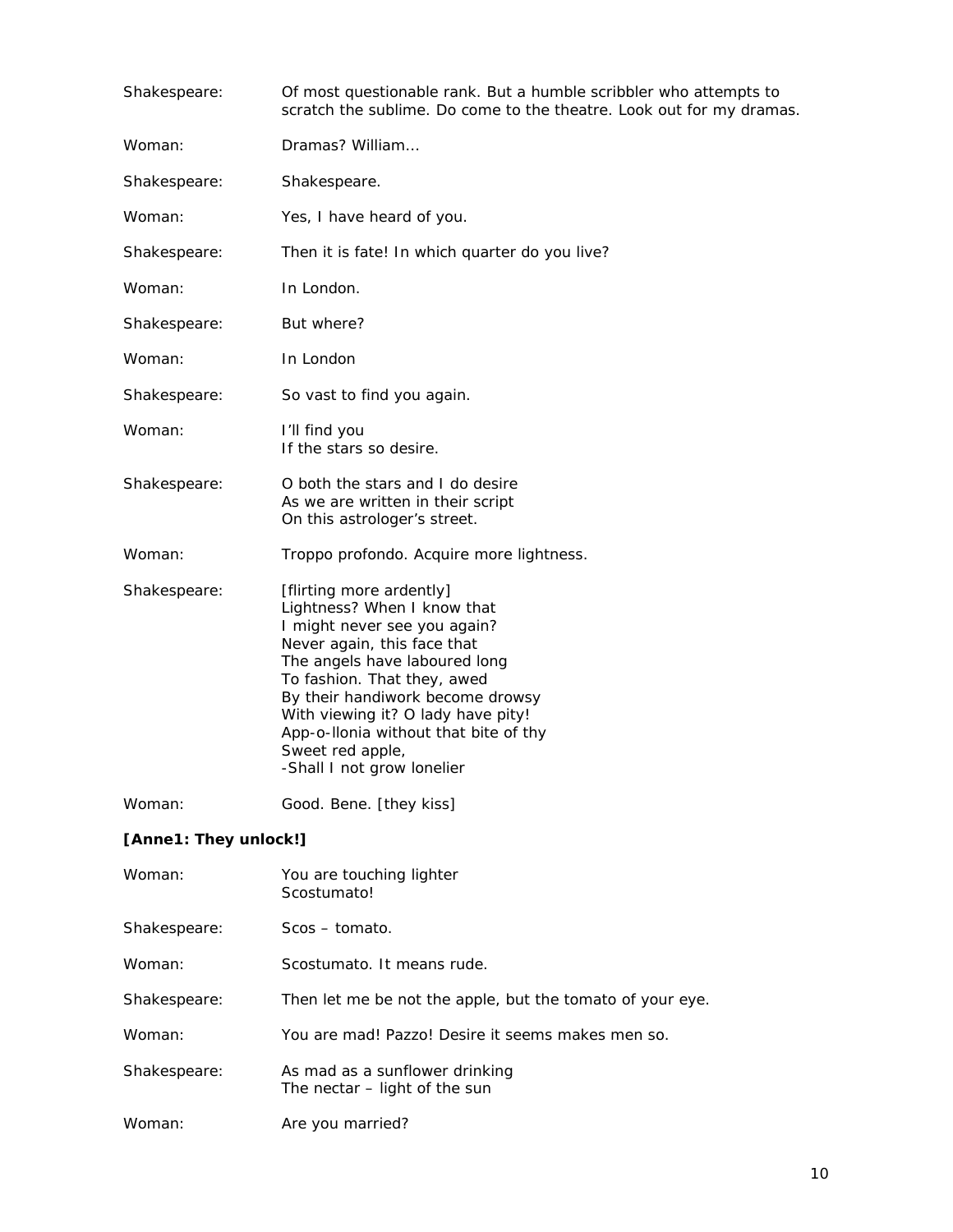Shakespeare: Of most questionable rank. But a humble scribbler who attempts to scratch the sublime. Do come to the theatre. Look out for my dramas.

Woman: Dramas? William…

Shakespeare: Shakespeare.

Woman: Yes, I have heard of you.

Shakespeare: Then it is fate! In which quarter do you live?

Woman: In London.

Shakespeare: But where?

Woman: In London

Shakespeare: So vast to find you again.

Woman: I'll find you  
If the stars so desire.

Shakespeare: O both the stars and I do desire  
As we are written in their script  
On this astrologer's street.

Woman: Troppo profondo. Acquire more lightness.

Shakespeare: [flirting more ardently]  
Lightness? When I know that  
I might never see you again?  
Never again, this face that  
The angels have laboured long  
To fashion. That they, awed  
By their handiwork become drowsy  
With viewing it? O lady have pity!  
App-o-llonia without that bite of thy  
Sweet red apple,  
-Shall I not grow lonelier

Woman: Good. Bene. [they kiss]

**[Anne1: They unlock!]**

Woman: You are touching lighter  
Scostumato!

Shakespeare: Scos – tomato.

Woman: Scostumato. It means rude.

Shakespeare: Then let me be not the apple, but the tomato of your eye.

Woman: You are mad! Pazzo! Desire it seems makes men so.

Shakespeare: As mad as a sunflower drinking  
The nectar – light of the sun

Woman: Are you married?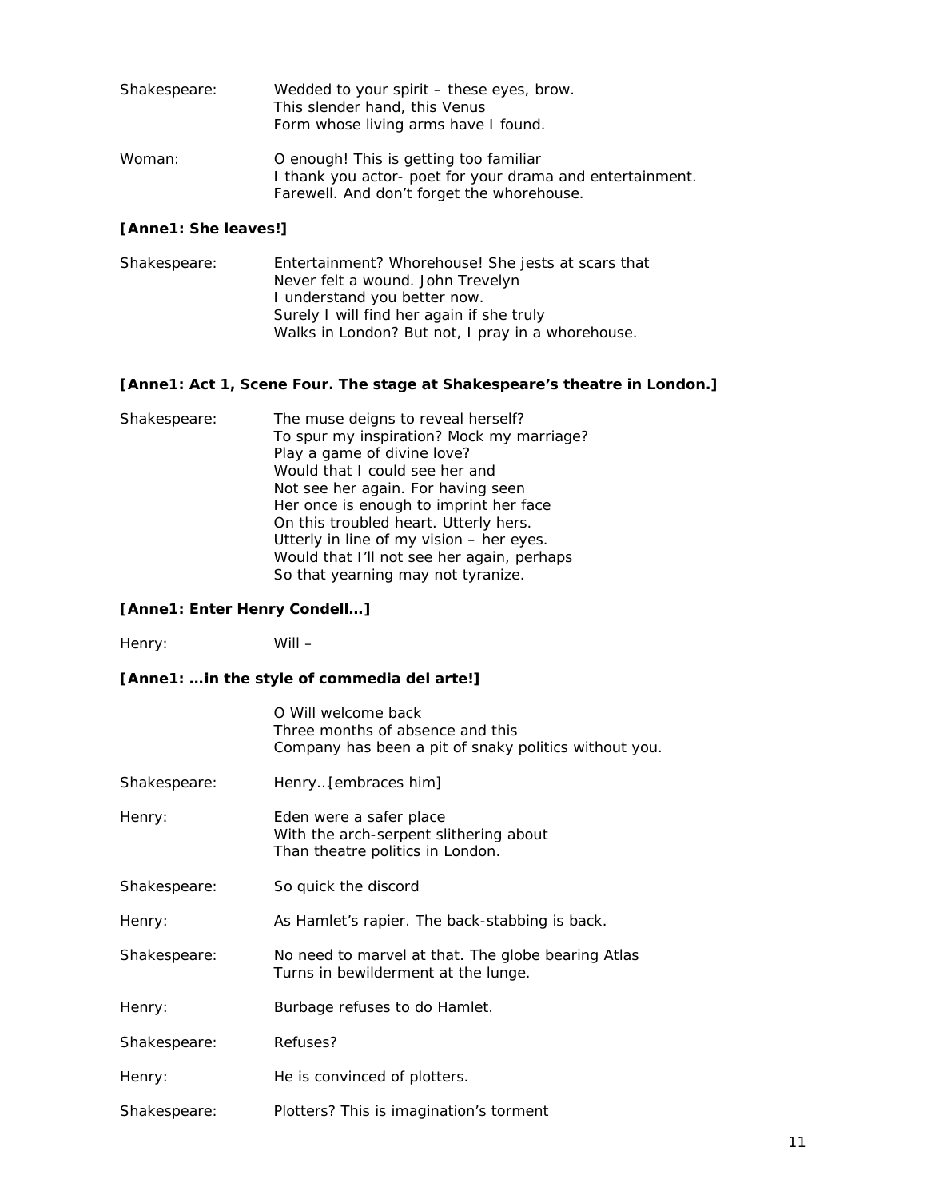Shakespeare: Wedded to your spirit – these eyes, brow.
This slender hand, this Venus
Form whose living arms have I found.

Woman: O enough! This is getting too familiar
I thank you actor- poet for your drama and entertainment.
Farewell. And don't forget the whorehouse.

**[Anne1: She leaves!]**

Shakespeare: Entertainment? Whorehouse! She jests at scars that
Never felt a wound. John Trevelyn
I understand you better now.
Surely I will find her again if she truly
Walks in London? But not, I pray in a whorehouse.

**[Anne1: Act 1, Scene Four. The stage at Shakespeare's theatre in London.]**

Shakespeare: The muse deigns to reveal herself?
To spur my inspiration? Mock my marriage?
Play a game of divine love?
Would that I could see her and
Not see her again. For having seen
Her once is enough to imprint her face
On this troubled heart. Utterly hers.
Utterly in line of my vision – her eyes.
Would that I'll not see her again, perhaps
So that yearning may not tyranize.

**[Anne1: Enter Henry Condell…]**

Henry: Will –

**[Anne1: …in the style of commedia del arte!]**

O Will welcome back
Three months of absence and this
Company has been a pit of snaky politics without you.

Shakespeare: Henry…[embraces him]

Henry: Eden were a safer place
With the arch-serpent slithering about
Than theatre politics in London.

Shakespeare: So quick the discord

Henry: As Hamlet's rapier. The back-stabbing is back.

Shakespeare: No need to marvel at that. The globe bearing Atlas
Turns in bewilderment at the lunge.

Henry: Burbage refuses to do Hamlet.

Shakespeare: Refuses?

Henry: He is convinced of plotters.

Shakespeare: Plotters? This is imagination's torment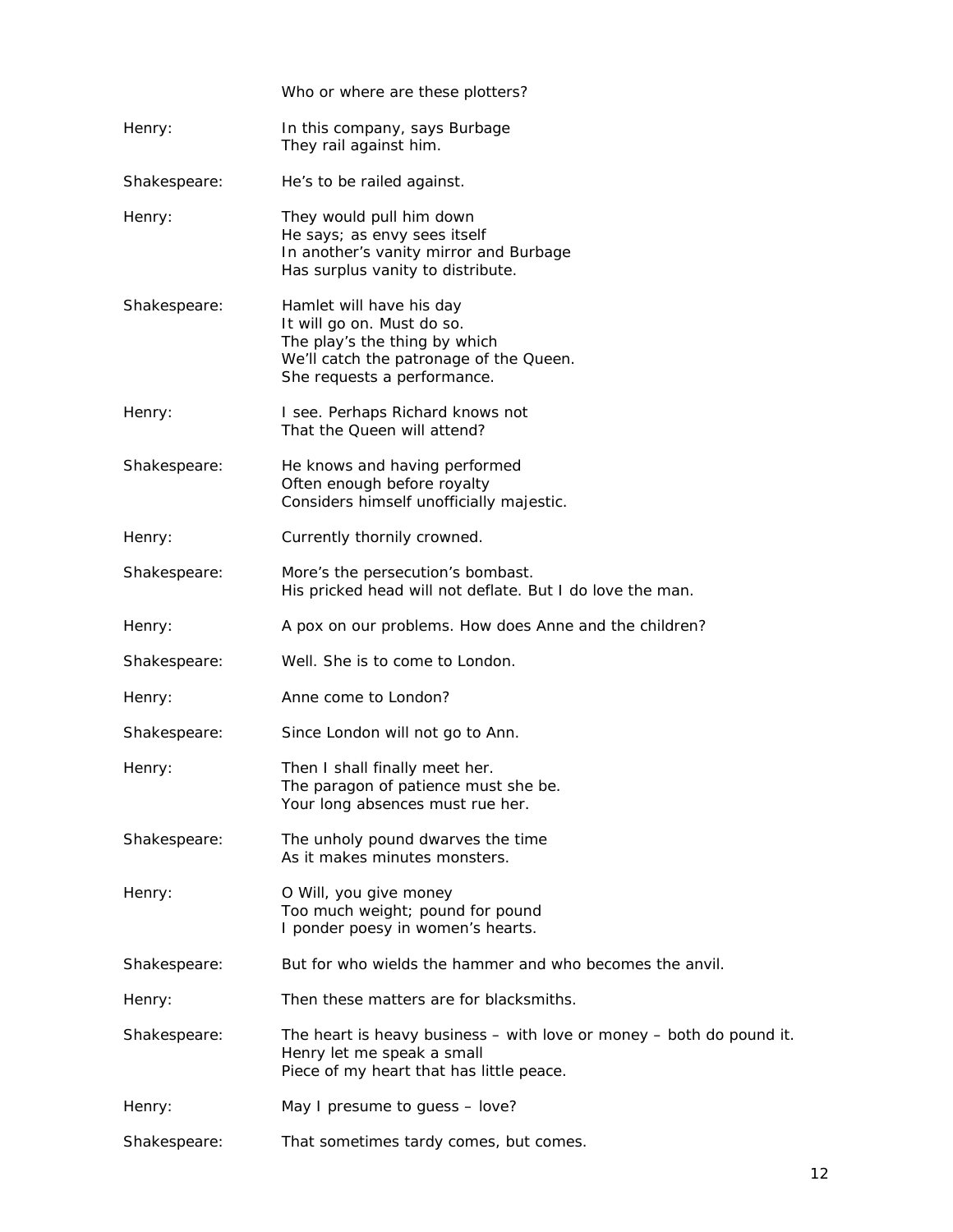Who or where are these plotters?

Henry: In this company, says Burbage
They rail against him.

Shakespeare: He's to be railed against.

Henry: They would pull him down
He says; as envy sees itself
In another's vanity mirror and Burbage
Has surplus vanity to distribute.

Shakespeare: Hamlet will have his day
It will go on. Must do so.
The play's the thing by which
We'll catch the patronage of the Queen.
She requests a performance.

Henry: I see. Perhaps Richard knows not
That the Queen will attend?

Shakespeare: He knows and having performed
Often enough before royalty
Considers himself unofficially majestic.

Henry: Currently thornily crowned.

Shakespeare: More's the persecution's bombast.
His pricked head will not deflate. But I do love the man.

Henry: A pox on our problems. How does Anne and the children?

Shakespeare: Well. She is to come to London.

Henry: Anne come to London?

Shakespeare: Since London will not go to Ann.

Henry: Then I shall finally meet her.
The paragon of patience must she be.
Your long absences must rue her.

Shakespeare: The unholy pound dwarves the time
As it makes minutes monsters.

Henry: O Will, you give money
Too much weight; pound for pound
I ponder poesy in women's hearts.

Shakespeare: But for who wields the hammer and who becomes the anvil.

Henry: Then these matters are for blacksmiths.

Shakespeare: The heart is heavy business – with love or money – both do pound it.
Henry let me speak a small
Piece of my heart that has little peace.

Henry: May I presume to guess – love?

Shakespeare: That sometimes tardy comes, but comes.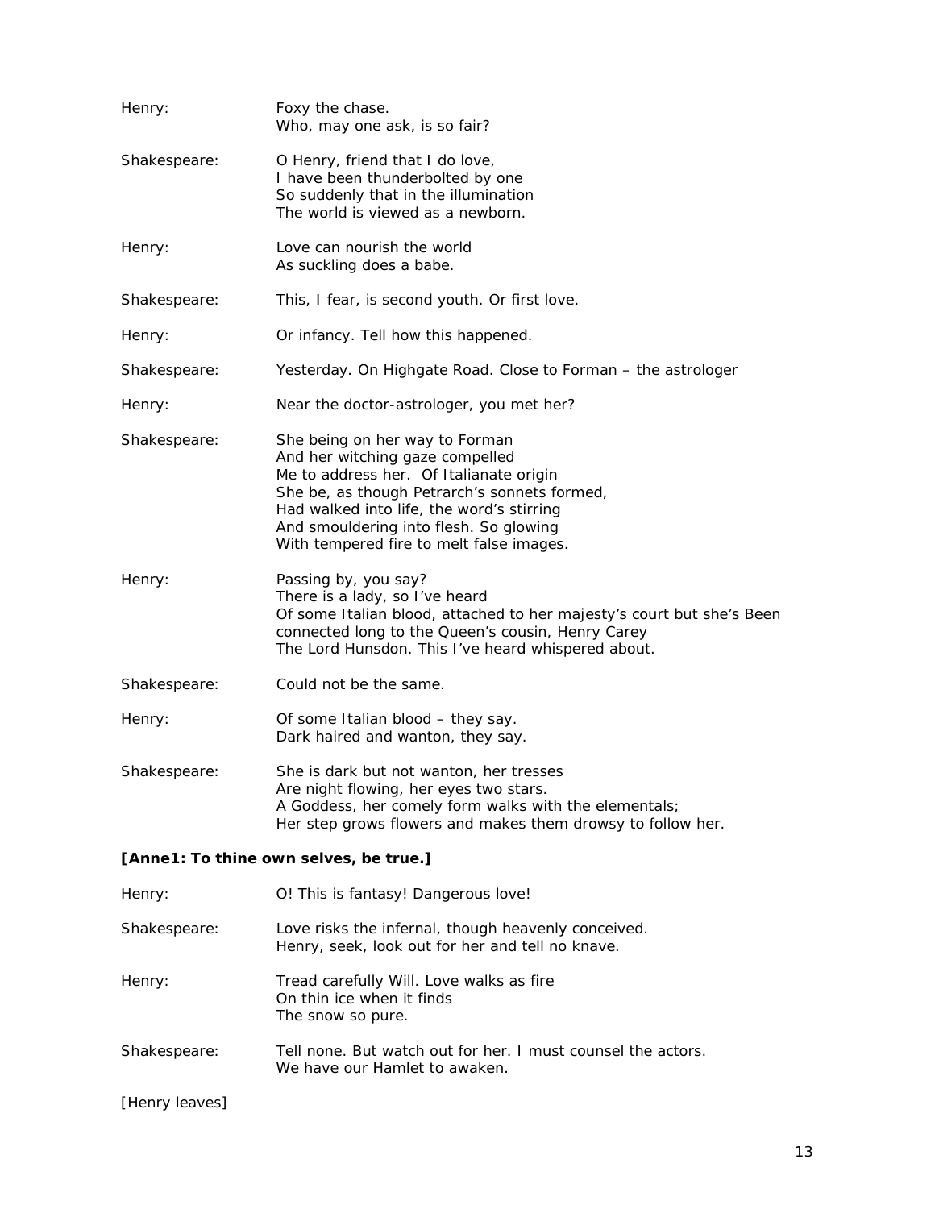Henry: Foxy the chase.
Who, may one ask, is so fair?

Shakespeare: O Henry, friend that I do love,
I have been thunderbolted by one
So suddenly that in the illumination
The world is viewed as a newborn.

Henry: Love can nourish the world
As suckling does a babe.

Shakespeare: This, I fear, is second youth. Or first love.

Henry: Or infancy. Tell how this happened.

Shakespeare: Yesterday. On Highgate Road. Close to Forman – the astrologer

Henry: Near the doctor-astrologer, you met her?

Shakespeare: She being on her way to Forman
And her witching gaze compelled
Me to address her. Of Italianate origin
She be, as though Petrarch's sonnets formed,
Had walked into life, the word's stirring
And smouldering into flesh. So glowing
With tempered fire to melt false images.

Henry: Passing by, you say?
There is a lady, so I've heard
Of some Italian blood, attached to her majesty's court but she's Been
connected long to the Queen's cousin, Henry Carey
The Lord Hunsdon. This I've heard whispered about.

Shakespeare: Could not be the same.

Henry: Of some Italian blood – they say.
Dark haired and wanton, they say.

Shakespeare: She is dark but not wanton, her tresses
Are night flowing, her eyes two stars.
A Goddess, her comely form walks with the elementals;
Her step grows flowers and makes them drowsy to follow her.

**[Anne1: To thine own selves, be true.]**

Henry: O! This is fantasy! Dangerous love!

Shakespeare: Love risks the infernal, though heavenly conceived.
Henry, seek, look out for her and tell no knave.

Henry: Tread carefully Will. Love walks as fire
On thin ice when it finds
The snow so pure.

Shakespeare: Tell none. But watch out for her. I must counsel the actors.
We have our Hamlet to awaken.

[Henry leaves]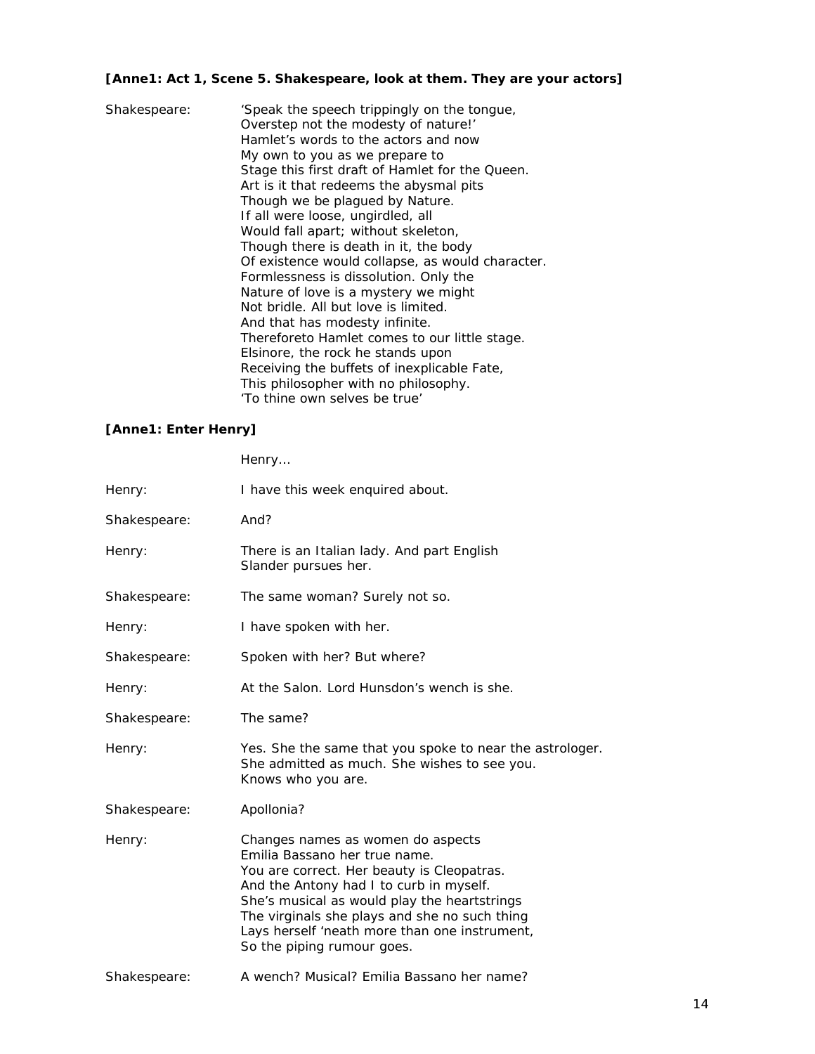**[Anne1: Act 1, Scene 5. Shakespeare, look at them. They are your actors]**

Shakespeare: 'Speak the speech trippingly on the tongue,
Overstep not the modesty of nature!'
Hamlet's words to the actors and now
My own to you as we prepare to
Stage this first draft of Hamlet for the Queen.
Art is it that redeems the abysmal pits
Though we be plagued by Nature.
If all were loose, ungirdled, all
Would fall apart; without skeleton,
Though there is death in it, the body
Of existence would collapse, as would character.
Formlessness is dissolution. Only the
Nature of love is a mystery we might
Not bridle. All but love is limited.
And that has modesty infinite.
Thereforeto Hamlet comes to our little stage.
Elsinore, the rock he stands upon
Receiving the buffets of inexplicable Fate,
This philosopher with no philosophy.
'To thine own selves be true'

**[Anne1: Enter Henry]**

Henry...

Henry: I have this week enquired about.

Shakespeare: And?

Henry: There is an Italian lady. And part English
Slander pursues her.

Shakespeare: The same woman? Surely not so.

Henry: I have spoken with her.

Shakespeare: Spoken with her? But where?

Henry: At the Salon. Lord Hunsdon's wench is she.

Shakespeare: The same?

Henry: Yes. She the same that you spoke to near the astrologer.
She admitted as much. She wishes to see you.
Knows who you are.

Shakespeare: Apollonia?

Henry: Changes names as women do aspects
Emilia Bassano her true name.
You are correct. Her beauty is Cleopatras.
And the Antony had I to curb in myself.
She's musical as would play the heartstrings
The virginals she plays and she no such thing
Lays herself 'neath more than one instrument,
So the piping rumour goes.

Shakespeare: A wench? Musical? Emilia Bassano her name?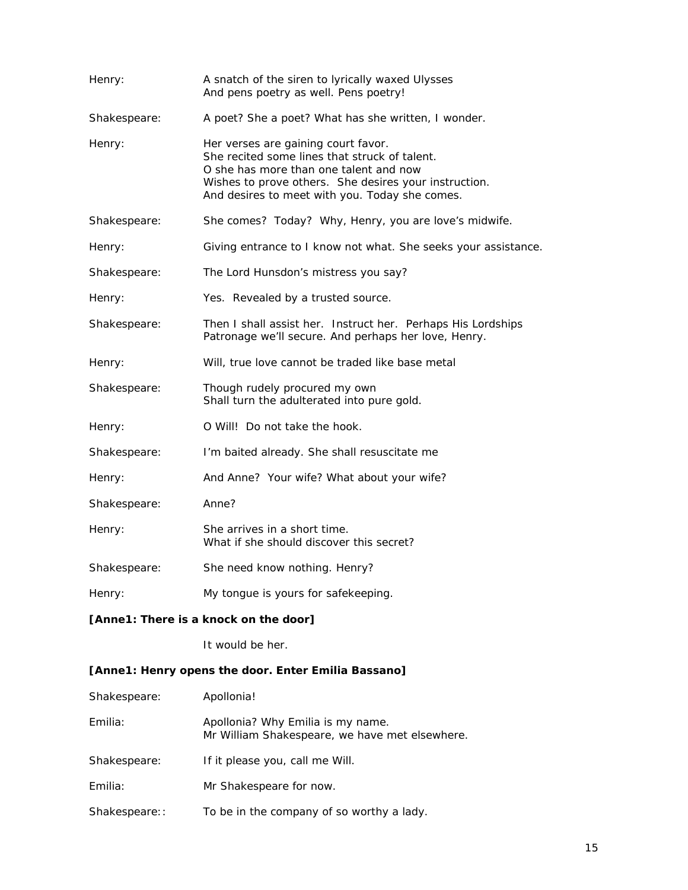Henry: A snatch of the siren to lyrically waxed Ulysses
And pens poetry as well. Pens poetry!

Shakespeare: A poet? She a poet? What has she written, I wonder.

Henry: Her verses are gaining court favor.
She recited some lines that struck of talent.
O she has more than one talent and now
Wishes to prove others. She desires your instruction.
And desires to meet with you. Today she comes.

Shakespeare: She comes? Today? Why, Henry, you are love's midwife.

Henry: Giving entrance to I know not what. She seeks your assistance.

Shakespeare: The Lord Hunsdon's mistress you say?

Henry: Yes. Revealed by a trusted source.

Shakespeare: Then I shall assist her. Instruct her. Perhaps His Lordships
Patronage we'll secure. And perhaps her love, Henry.

Henry: Will, true love cannot be traded like base metal

Shakespeare: Though rudely procured my own
Shall turn the adulterated into pure gold.

Henry: O Will! Do not take the hook.

Shakespeare: I'm baited already. She shall resuscitate me

Henry: And Anne? Your wife? What about your wife?

Shakespeare: Anne?

Henry: She arrives in a short time.
What if she should discover this secret?

Shakespeare: She need know nothing. Henry?

Henry: My tongue is yours for safekeeping.

**[Anne1: There is a knock on the door]**

It would be her.

**[Anne1: Henry opens the door. Enter Emilia Bassano]**

Shakespeare: Apollonia!

Emilia: Apollonia? Why Emilia is my name.
Mr William Shakespeare, we have met elsewhere.

Shakespeare: If it please you, call me Will.

Emilia: Mr Shakespeare for now.

Shakespeare:: To be in the company of so worthy a lady.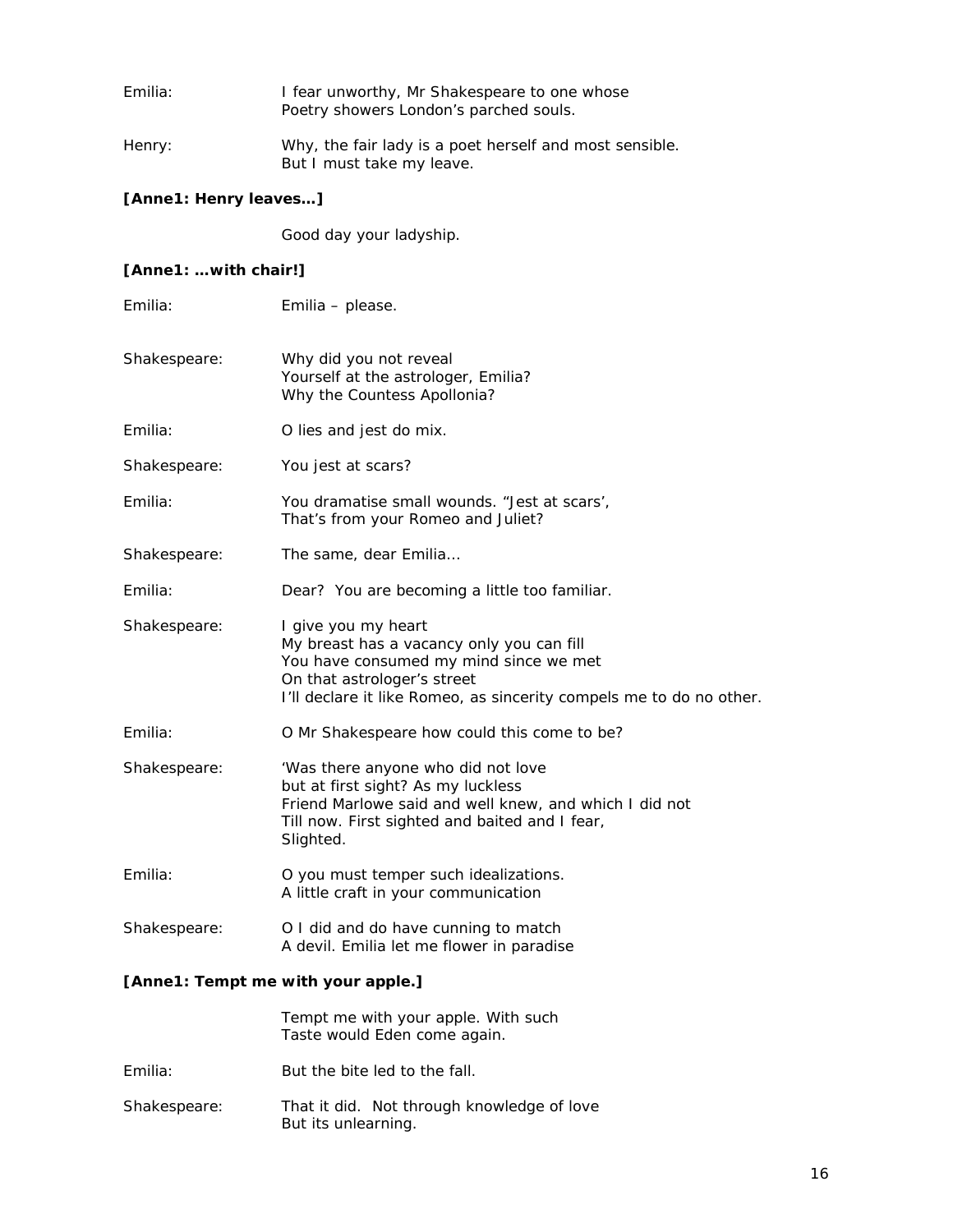Emilia: I fear unworthy, Mr Shakespeare to one whose
Poetry showers London's parched souls.

Henry: Why, the fair lady is a poet herself and most sensible.
But I must take my leave.

**[Anne1: Henry leaves…]**

Good day your ladyship.

**[Anne1: …with chair!]**

Emilia: Emilia – please.

Shakespeare: Why did you not reveal
Yourself at the astrologer, Emilia?
Why the Countess Apollonia?

Emilia: O lies and jest do mix.

Shakespeare: You jest at scars?

Emilia: You dramatise small wounds. "Jest at scars',
That's from your Romeo and Juliet?

Shakespeare: The same, dear Emilia…

Emilia: Dear? You are becoming a little too familiar.

Shakespeare: I give you my heart
My breast has a vacancy only you can fill
You have consumed my mind since we met
On that astrologer's street
I'll declare it like Romeo, as sincerity compels me to do no other.

Emilia: O Mr Shakespeare how could this come to be?

Shakespeare: 'Was there anyone who did not love
but at first sight? As my luckless
Friend Marlowe said and well knew, and which I did not
Till now. First sighted and baited and I fear,
Slighted.

Emilia: O you must temper such idealizations.
A little craft in your communication

Shakespeare: O I did and do have cunning to match
A devil. Emilia let me flower in paradise

**[Anne1: Tempt me with your apple.]**

Tempt me with your apple. With such
Taste would Eden come again.

Emilia: But the bite led to the fall.

Shakespeare: That it did. Not through knowledge of love
But its unlearning.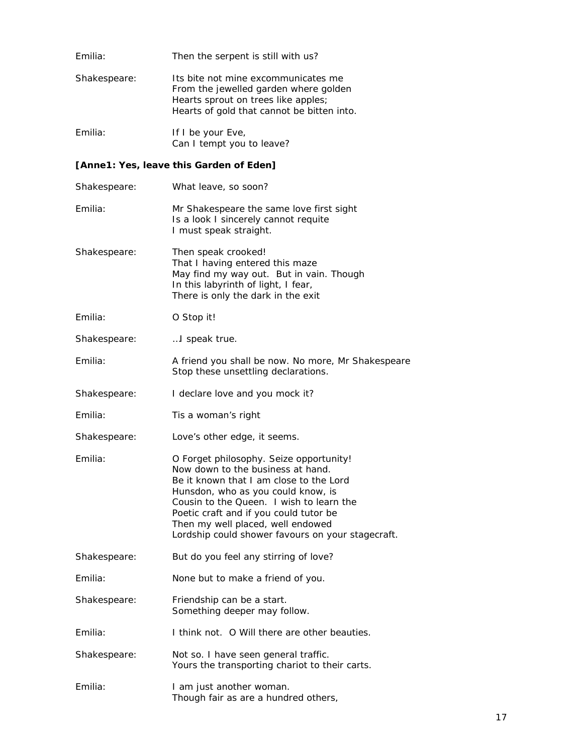Emilia: Then the serpent is still with us?

Shakespeare: Its bite not mine excommunicates me
From the jewelled garden where golden
Hearts sprout on trees like apples;
Hearts of gold that cannot be bitten into.

Emilia: If I be your Eve,
Can I tempt you to leave?

**[Anne1: Yes, leave this Garden of Eden]**

Shakespeare: What leave, so soon?

Emilia: Mr Shakespeare the same love first sight
Is a look I sincerely cannot requite
I must speak straight.

Shakespeare: Then speak crooked!
That I having entered this maze
May find my way out. But in vain. Though
In this labyrinth of light, I fear,
There is only the dark in the exit

Emilia: O Stop it!

Shakespeare: …I speak true.

Emilia: A friend you shall be now. No more, Mr Shakespeare
Stop these unsettling declarations.

Shakespeare: I declare love and you mock it?

Emilia: Tis a woman's right

Shakespeare: Love's other edge, it seems.

Emilia: O Forget philosophy. Seize opportunity!
Now down to the business at hand.
Be it known that I am close to the Lord
Hunsdon, who as you could know, is
Cousin to the Queen. I wish to learn the
Poetic craft and if you could tutor be
Then my well placed, well endowed
Lordship could shower favours on your stagecraft.

Shakespeare: But do you feel any stirring of love?

Emilia: None but to make a friend of you.

Shakespeare: Friendship can be a start.
Something deeper may follow.

Emilia: I think not. O Will there are other beauties.

Shakespeare: Not so. I have seen general traffic.
Yours the transporting chariot to their carts.

Emilia: I am just another woman.
Though fair as are a hundred others,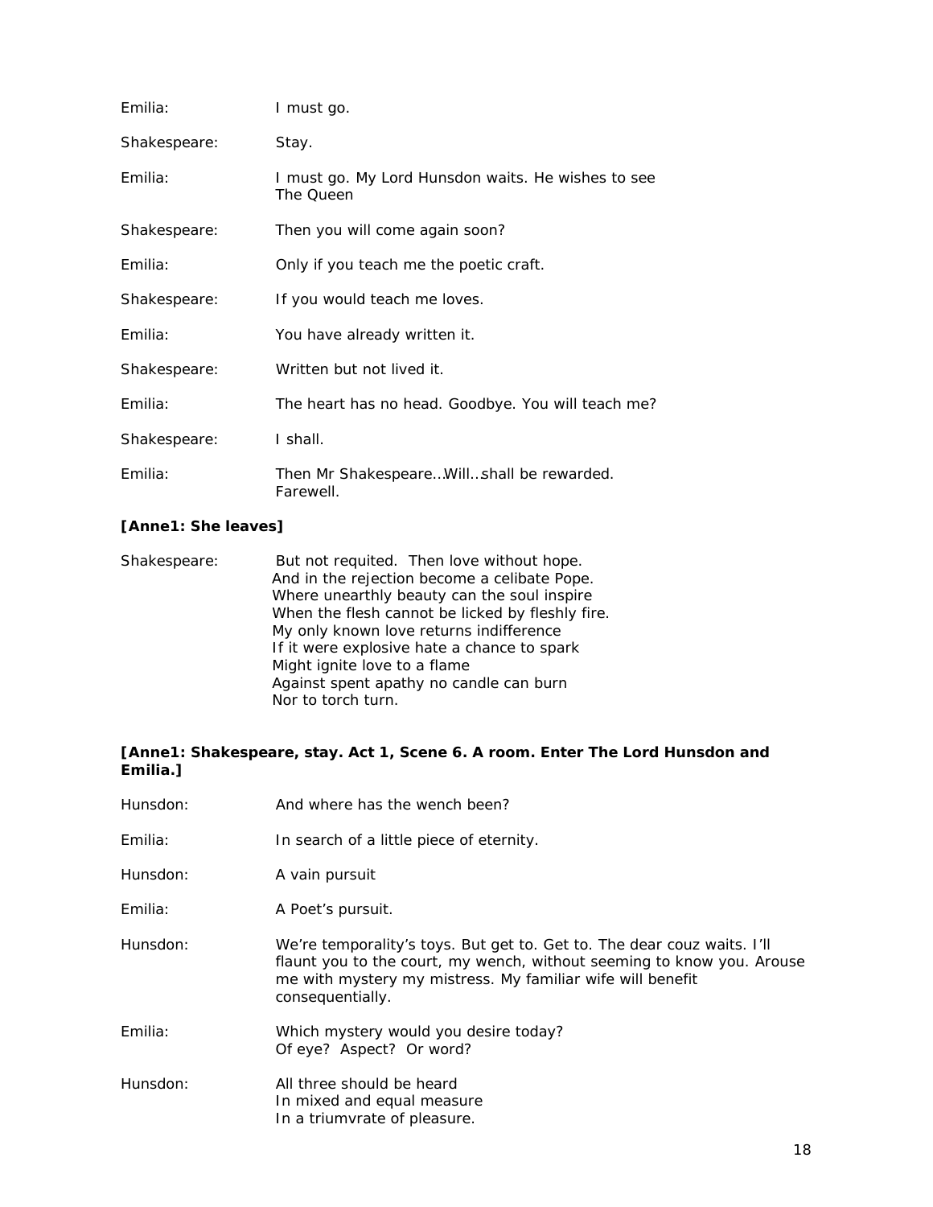Emilia: I must go.

Shakespeare: Stay.

Emilia: I must go. My Lord Hunsdon waits. He wishes to see The Queen

Shakespeare: Then you will come again soon?

Emilia: Only if you teach me the poetic craft.

Shakespeare: If you would teach me loves.

Emilia: You have already written it.

Shakespeare: Written but not lived it.

Emilia: The heart has no head. Goodbye. You will teach me?

Shakespeare: I shall.

Emilia: Then Mr Shakespeare…Will…shall be rewarded. Farewell.

**[Anne1: She leaves]**

Shakespeare: But not requited. Then love without hope.
And in the rejection become a celibate Pope.
Where unearthly beauty can the soul inspire
When the flesh cannot be licked by fleshly fire.
My only known love returns indifference
If it were explosive hate a chance to spark
Might ignite love to a flame
Against spent apathy no candle can burn
Nor to torch turn.

**[Anne1: Shakespeare, stay. Act 1, Scene 6. A room. Enter The Lord Hunsdon and Emilia.]**

Hunsdon: And where has the wench been?

Emilia: In search of a little piece of eternity.

Hunsdon: A vain pursuit

Emilia: A Poet's pursuit.

Hunsdon: We're temporality's toys. But get to. Get to. The dear couz waits. I'll flaunt you to the court, my wench, without seeming to know you. Arouse me with mystery my mistress. My familiar wife will benefit consequentially.

Emilia: Which mystery would you desire today?
Of eye? Aspect? Or word?

Hunsdon: All three should be heard
In mixed and equal measure
In a triumvrate of pleasure.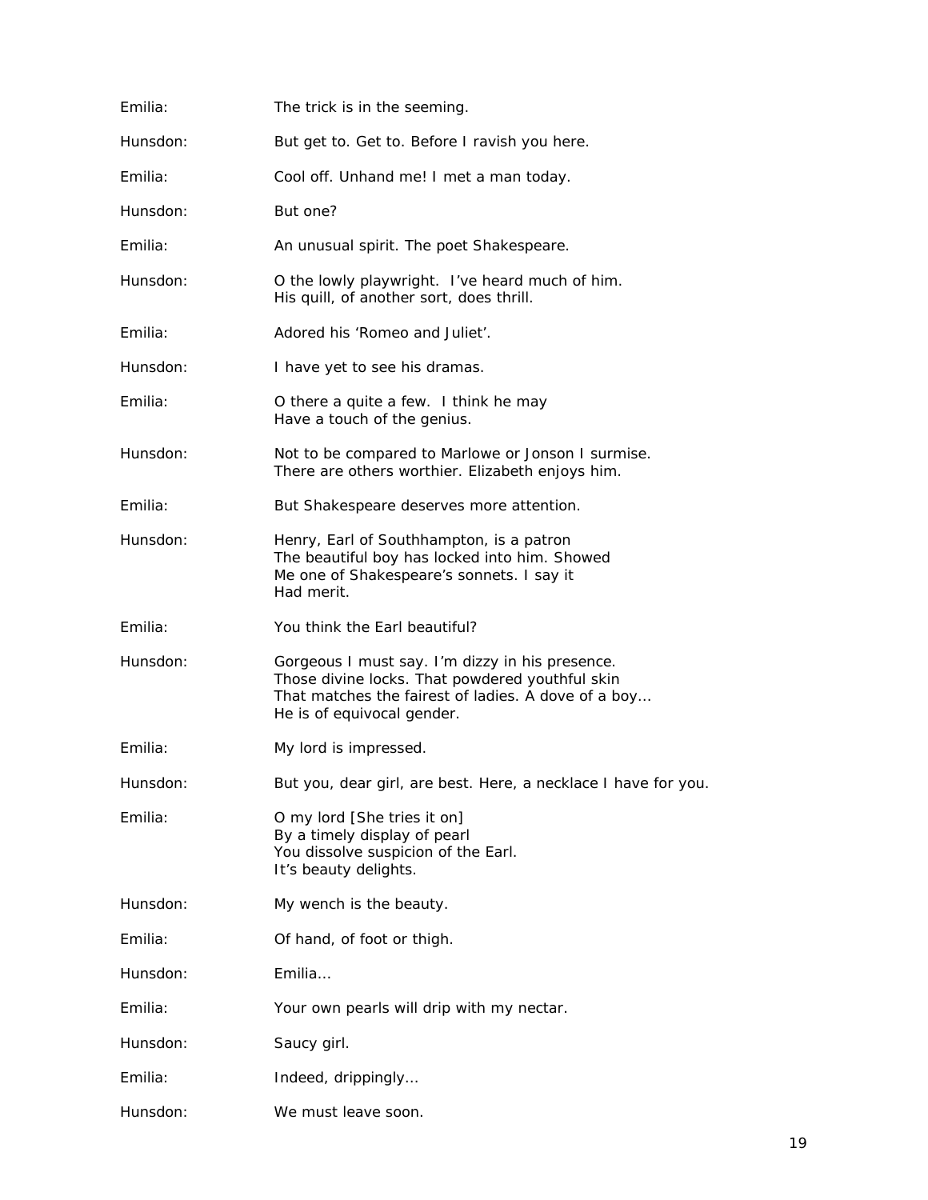Emilia: The trick is in the seeming.

Hunsdon: But get to. Get to. Before I ravish you here.

Emilia: Cool off. Unhand me! I met a man today.

Hunsdon: But one?

Emilia: An unusual spirit. The poet Shakespeare.

Hunsdon: O the lowly playwright. I've heard much of him.
His quill, of another sort, does thrill.

Emilia: Adored his 'Romeo and Juliet'.

Hunsdon: I have yet to see his dramas.

Emilia: O there a quite a few. I think he may
Have a touch of the genius.

Hunsdon: Not to be compared to Marlowe or Jonson I surmise.
There are others worthier. Elizabeth enjoys him.

Emilia: But Shakespeare deserves more attention.

Hunsdon: Henry, Earl of Southhampton, is a patron
The beautiful boy has locked into him. Showed
Me one of Shakespeare's sonnets. I say it
Had merit.

Emilia: You think the Earl beautiful?

Hunsdon: Gorgeous I must say. I'm dizzy in his presence.
Those divine locks. That powdered youthful skin
That matches the fairest of ladies. A dove of a boy…
He is of equivocal gender.

Emilia: My lord is impressed.

Hunsdon: But you, dear girl, are best. Here, a necklace I have for you.

Emilia: O my lord [She tries it on]
By a timely display of pearl
You dissolve suspicion of the Earl.
It's beauty delights.

Hunsdon: My wench is the beauty.

Emilia: Of hand, of foot or thigh.

Hunsdon: Emilia…

Emilia: Your own pearls will drip with my nectar.

Hunsdon: Saucy girl.

Emilia: Indeed, drippingly…

Hunsdon: We must leave soon.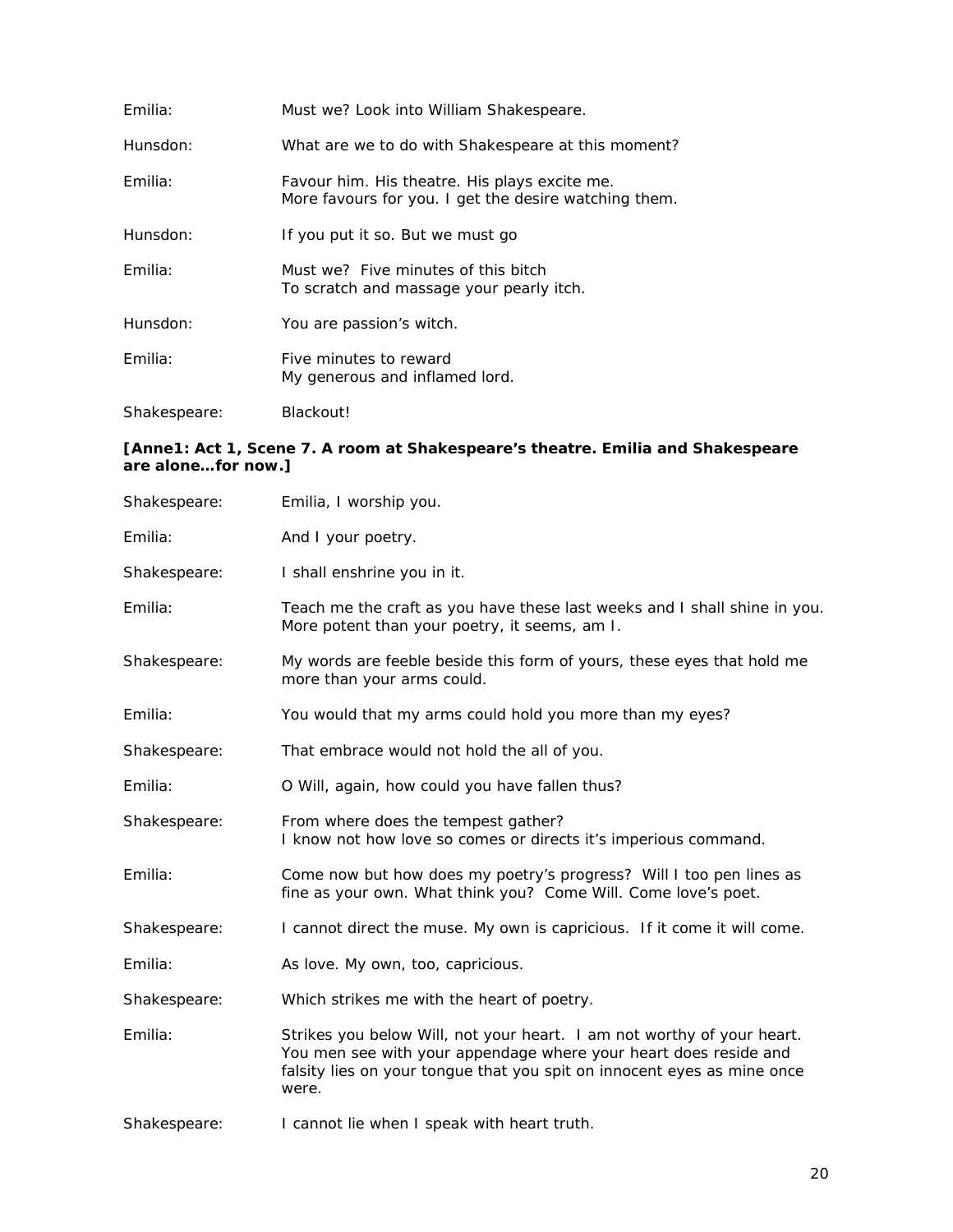Emilia: Must we? Look into William Shakespeare.

Hunsdon: What are we to do with Shakespeare at this moment?

Emilia: Favour him. His theatre. His plays excite me.
More favours for you. I get the desire watching them.

Hunsdon: If you put it so. But we must go

Emilia: Must we? Five minutes of this bitch
To scratch and massage your pearly itch.

Hunsdon: You are passion's witch.

Emilia: Five minutes to reward
My generous and inflamed lord.

Shakespeare: Blackout!

**[Anne1: Act 1, Scene 7. A room at Shakespeare's theatre. Emilia and Shakespeare are alone…for now.]**

Shakespeare: Emilia, I worship you.

Emilia: And I your poetry.

Shakespeare: I shall enshrine you in it.

Emilia: Teach me the craft as you have these last weeks and I shall shine in you.
More potent than your poetry, it seems, am I.

Shakespeare: My words are feeble beside this form of yours, these eyes that hold me more than your arms could.

Emilia: You would that my arms could hold you more than my eyes?

Shakespeare: That embrace would not hold the all of you.

Emilia: O Will, again, how could you have fallen thus?

Shakespeare: From where does the tempest gather?
I know not how love so comes or directs it's imperious command.

Emilia: Come now but how does my poetry's progress? Will I too pen lines as fine as your own. What think you? Come Will. Come love's poet.

Shakespeare: I cannot direct the muse. My own is capricious. If it come it will come.

Emilia: As love. My own, too, capricious.

Shakespeare: Which strikes me with the heart of poetry.

Emilia: Strikes you below Will, not your heart. I am not worthy of your heart.
You men see with your appendage where your heart does reside and falsity lies on your tongue that you spit on innocent eyes as mine once were.

Shakespeare: I cannot lie when I speak with heart truth.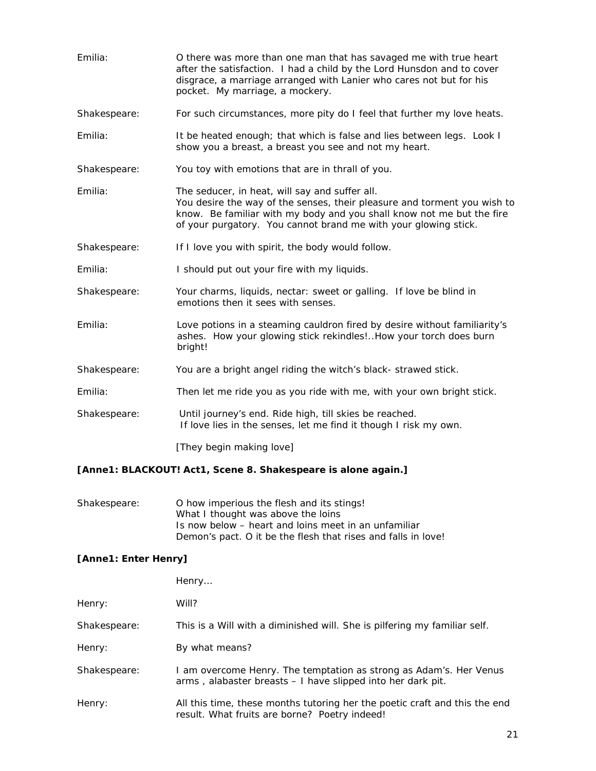Emilia: O there was more than one man that has savaged me with true heart after the satisfaction. I had a child by the Lord Hunsdon and to cover disgrace, a marriage arranged with Lanier who cares not but for his pocket. My marriage, a mockery.

Shakespeare: For such circumstances, more pity do I feel that further my love heats.

Emilia: It be heated enough; that which is false and lies between legs. Look I show you a breast, a breast you see and not my heart.

Shakespeare: You toy with emotions that are in thrall of you.

Emilia: The seducer, in heat, will say and suffer all.
You desire the way of the senses, their pleasure and torment you wish to know. Be familiar with my body and you shall know not me but the fire of your purgatory. You cannot brand me with your glowing stick.

Shakespeare: If I love you with spirit, the body would follow.

Emilia: I should put out your fire with my liquids.

Shakespeare: Your charms, liquids, nectar: sweet or galling. If love be blind in emotions then it sees with senses.

Emilia: Love potions in a steaming cauldron fired by desire without familiarity's ashes. How your glowing stick rekindles!..How your torch does burn bright!

Shakespeare: You are a bright angel riding the witch's black- strawed stick.

Emilia: Then let me ride you as you ride with me, with your own bright stick.

Shakespeare: Until journey's end. Ride high, till skies be reached.
If love lies in the senses, let me find it though I risk my own.

[They begin making love]

**[Anne1: BLACKOUT! Act1, Scene 8. Shakespeare is alone again.]**

Shakespeare: O how imperious the flesh and its stings!
What I thought was above the loins
Is now below – heart and loins meet in an unfamiliar
Demon's pact. O it be the flesh that rises and falls in love!

**[Anne1: Enter Henry]**

Henry...

Henry: Will?

Shakespeare: This is a Will with a diminished will. She is pilfering my familiar self.

Henry: By what means?

Shakespeare: I am overcome Henry. The temptation as strong as Adam's. Her Venus arms , alabaster breasts – I have slipped into her dark pit.

Henry: All this time, these months tutoring her the poetic craft and this the end result. What fruits are borne? Poetry indeed!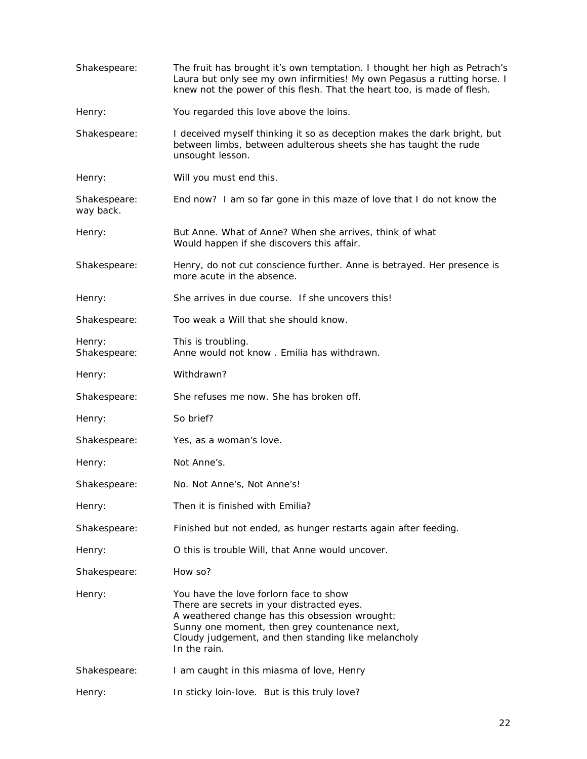Shakespeare: The fruit has brought it's own temptation. I thought her high as Petrach's Laura but only see my own infirmities! My own Pegasus a rutting horse. I knew not the power of this flesh. That the heart too, is made of flesh.

Henry: You regarded this love above the loins.

Shakespeare: I deceived myself thinking it so as deception makes the dark bright, but between limbs, between adulterous sheets she has taught the rude unsought lesson.

Henry: Will you must end this.

Shakespeare: End now? I am so far gone in this maze of love that I do not know the way back.

Henry: But Anne. What of Anne? When she arrives, think of what
Would happen if she discovers this affair.

Shakespeare: Henry, do not cut conscience further. Anne is betrayed. Her presence is more acute in the absence.

Henry: She arrives in due course. If she uncovers this!

Shakespeare: Too weak a Will that she should know.

Henry: This is troubling.
Shakespeare: Anne would not know . Emilia has withdrawn.

Henry: Withdrawn?

Shakespeare: She refuses me now. She has broken off.

Henry: So brief?

Shakespeare: Yes, as a woman's love.

Henry: Not Anne's.

Shakespeare: No. Not Anne's, Not Anne's!

Henry: Then it is finished with Emilia?

Shakespeare: Finished but not ended, as hunger restarts again after feeding.

Henry: O this is trouble Will, that Anne would uncover.

Shakespeare: How so?

Henry: You have the love forlorn face to show
There are secrets in your distracted eyes.
A weathered change has this obsession wrought:
Sunny one moment, then grey countenance next,
Cloudy judgement, and then standing like melancholy
In the rain.

Shakespeare: I am caught in this miasma of love, Henry

Henry: In sticky loin-love. But is this truly love?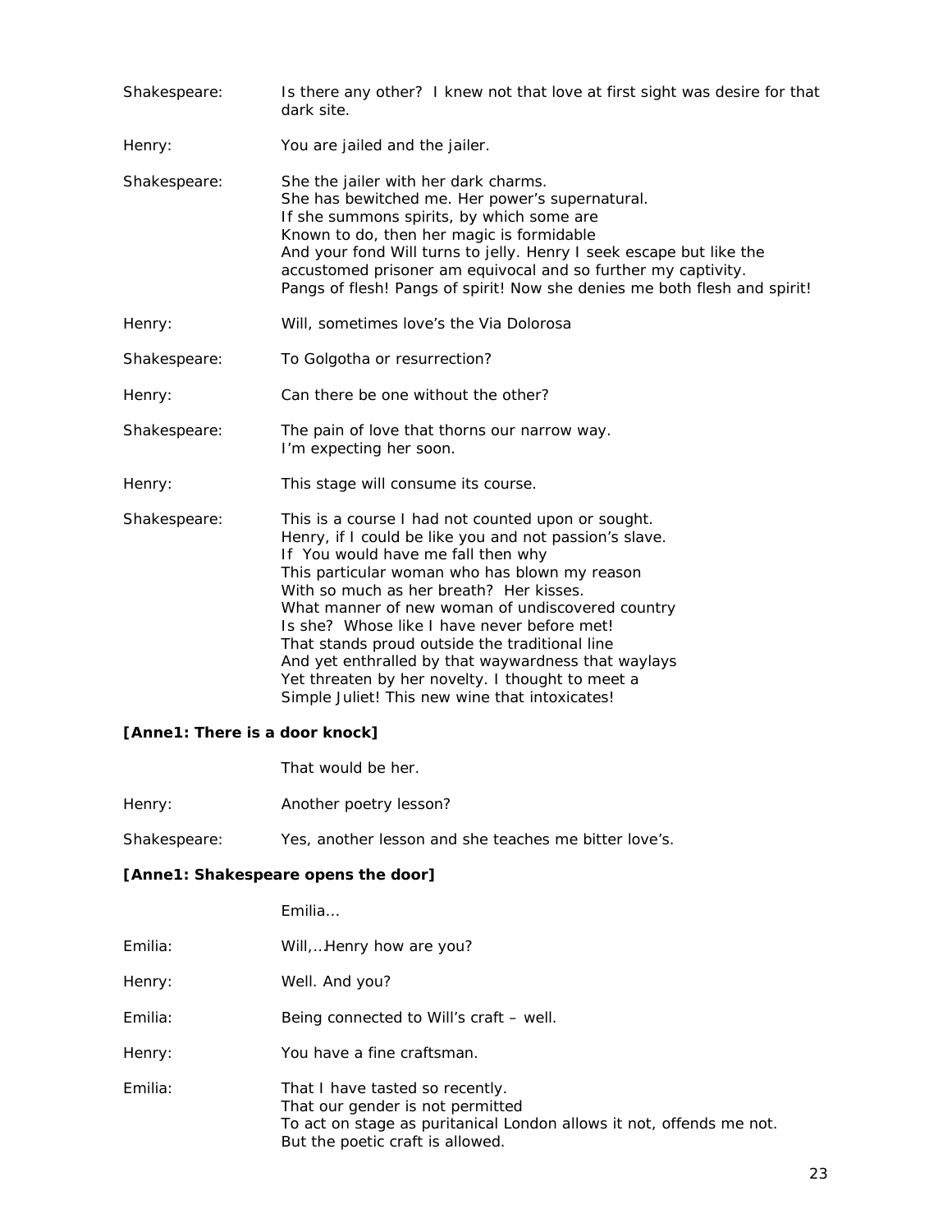Shakespeare: Is there any other? I knew not that love at first sight was desire for that dark site.

Henry: You are jailed and the jailer.

Shakespeare: She the jailer with her dark charms.
She has bewitched me. Her power's supernatural.
If she summons spirits, by which some are
Known to do, then her magic is formidable
And your fond Will turns to jelly. Henry I seek escape but like the accustomed prisoner am equivocal and so further my captivity.
Pangs of flesh! Pangs of spirit! Now she denies me both flesh and spirit!

Henry: Will, sometimes love's the Via Dolorosa

Shakespeare: To Golgotha or resurrection?

Henry: Can there be one without the other?

Shakespeare: The pain of love that thorns our narrow way.
I'm expecting her soon.

Henry: This stage will consume its course.

Shakespeare: This is a course I had not counted upon or sought.
Henry, if I could be like you and not passion's slave.
If You would have me fall then why
This particular woman who has blown my reason
With so much as her breath? Her kisses.
What manner of new woman of undiscovered country
Is she? Whose like I have never before met!
That stands proud outside the traditional line
And yet enthralled by that waywardness that waylays
Yet threaten by her novelty. I thought to meet a
Simple Juliet! This new wine that intoxicates!

**[Anne1: There is a door knock]**

That would be her.

Henry: Another poetry lesson?

Shakespeare: Yes, another lesson and she teaches me bitter love's.

**[Anne1: Shakespeare opens the door]**

Emilia…

Emilia: Will,…Henry how are you?

Henry: Well. And you?

Emilia: Being connected to Will's craft – well.

Henry: You have a fine craftsman.

Emilia: That I have tasted so recently.
That our gender is not permitted
To act on stage as puritanical London allows it not, offends me not.
But the poetic craft is allowed.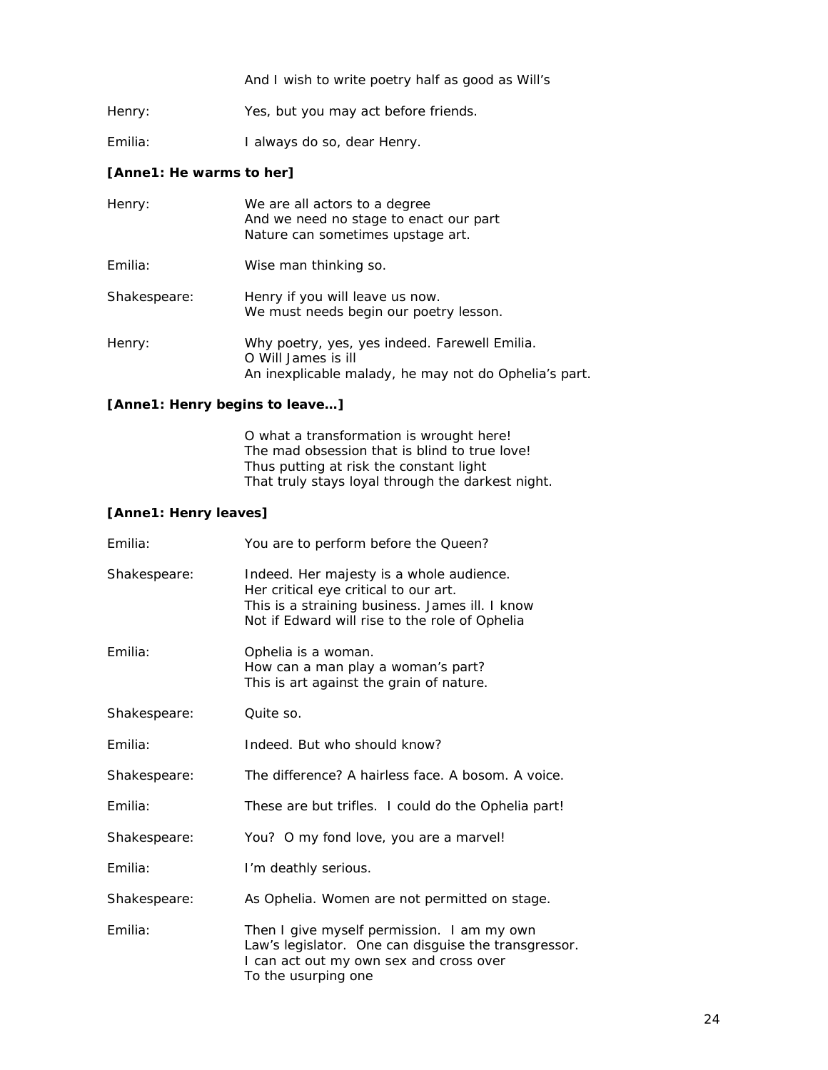And I wish to write poetry half as good as Will's

Henry: Yes, but you may act before friends.

Emilia: I always do so, dear Henry.

**[Anne1: He warms to her]**

Henry: We are all actors to a degree
And we need no stage to enact our part
Nature can sometimes upstage art.

Emilia: Wise man thinking so.

Shakespeare: Henry if you will leave us now.
We must needs begin our poetry lesson.

Henry: Why poetry, yes, yes indeed. Farewell Emilia.
O Will James is ill
An inexplicable malady, he may not do Ophelia's part.

**[Anne1: Henry begins to leave…]**

O what a transformation is wrought here!
The mad obsession that is blind to true love!
Thus putting at risk the constant light
That truly stays loyal through the darkest night.

**[Anne1: Henry leaves]**

Emilia: You are to perform before the Queen?

Shakespeare: Indeed. Her majesty is a whole audience.
Her critical eye critical to our art.
This is a straining business. James ill. I know
Not if Edward will rise to the role of Ophelia

Emilia: Ophelia is a woman.
How can a man play a woman's part?
This is art against the grain of nature.

Shakespeare: Quite so.

Emilia: Indeed. But who should know?

Shakespeare: The difference? A hairless face. A bosom. A voice.

Emilia: These are but trifles. I could do the Ophelia part!

Shakespeare: You? O my fond love, you are a marvel!

Emilia: I'm deathly serious.

Shakespeare: As Ophelia. Women are not permitted on stage.

Emilia: Then I give myself permission. I am my own
Law's legislator. One can disguise the transgressor.
I can act out my own sex and cross over
To the usurping one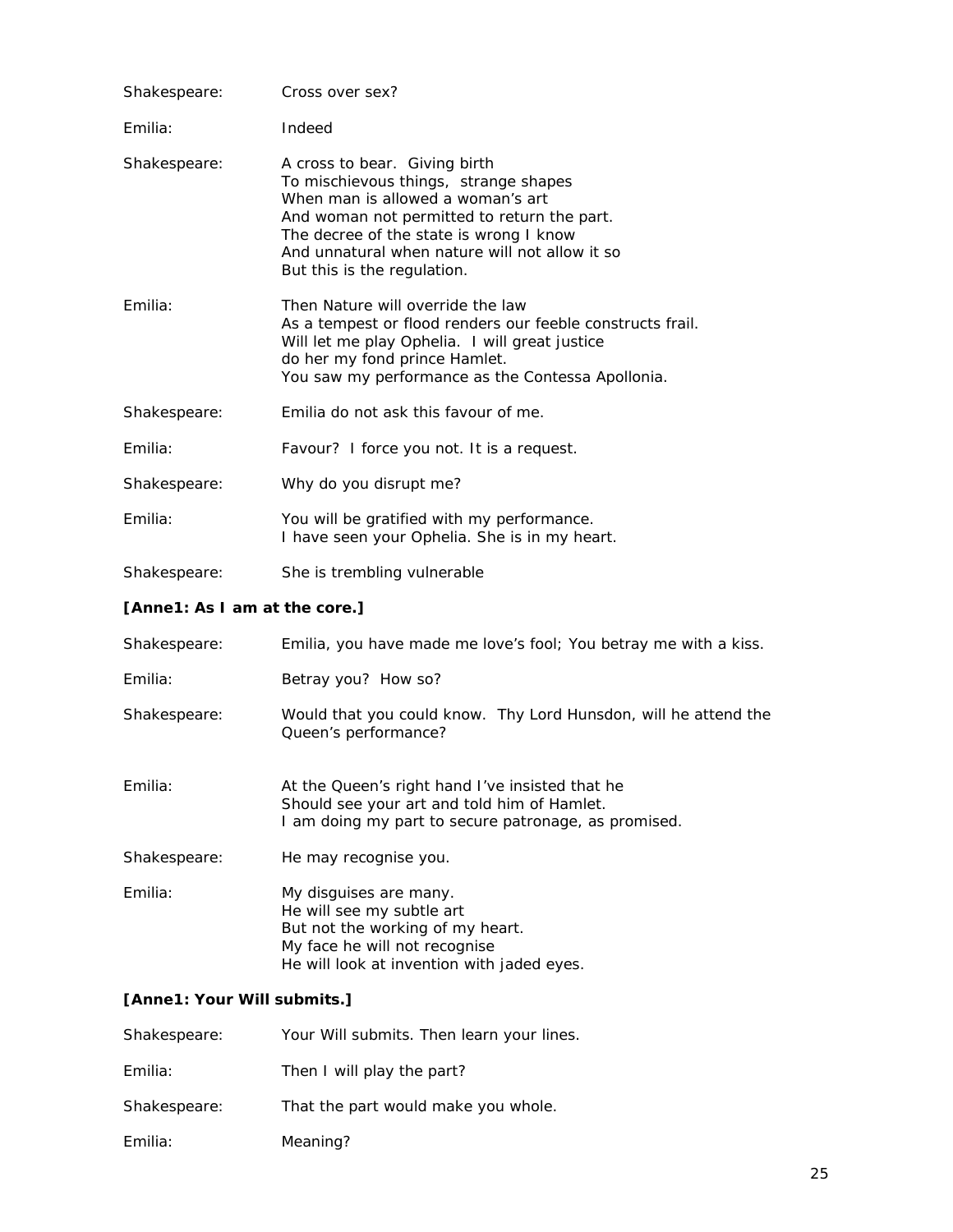Shakespeare: Cross over sex?

Emilia: Indeed

Shakespeare: A cross to bear. Giving birth
To mischievous things, strange shapes
When man is allowed a woman's art
And woman not permitted to return the part.
The decree of the state is wrong I know
And unnatural when nature will not allow it so
But this is the regulation.

Emilia: Then Nature will override the law
As a tempest or flood renders our feeble constructs frail.
Will let me play Ophelia. I will great justice
do her my fond prince Hamlet.
You saw my performance as the Contessa Apollonia.

Shakespeare: Emilia do not ask this favour of me.

Emilia: Favour? I force you not. It is a request.

Shakespeare: Why do you disrupt me?

Emilia: You will be gratified with my performance.
I have seen your Ophelia. She is in my heart.

Shakespeare: She is trembling vulnerable

**[Anne1: As I am at the core.]**

Shakespeare: Emilia, you have made me love's fool; You betray me with a kiss.

Emilia: Betray you? How so?

Shakespeare: Would that you could know. Thy Lord Hunsdon, will he attend the Queen's performance?

Emilia: At the Queen's right hand I've insisted that he
Should see your art and told him of Hamlet.
I am doing my part to secure patronage, as promised.

Shakespeare: He may recognise you.

Emilia: My disguises are many.
He will see my subtle art
But not the working of my heart.
My face he will not recognise
He will look at invention with jaded eyes.

**[Anne1: Your Will submits.]**

Shakespeare: Your Will submits. Then learn your lines.

Emilia: Then I will play the part?

Shakespeare: That the part would make you whole.

Emilia: Meaning?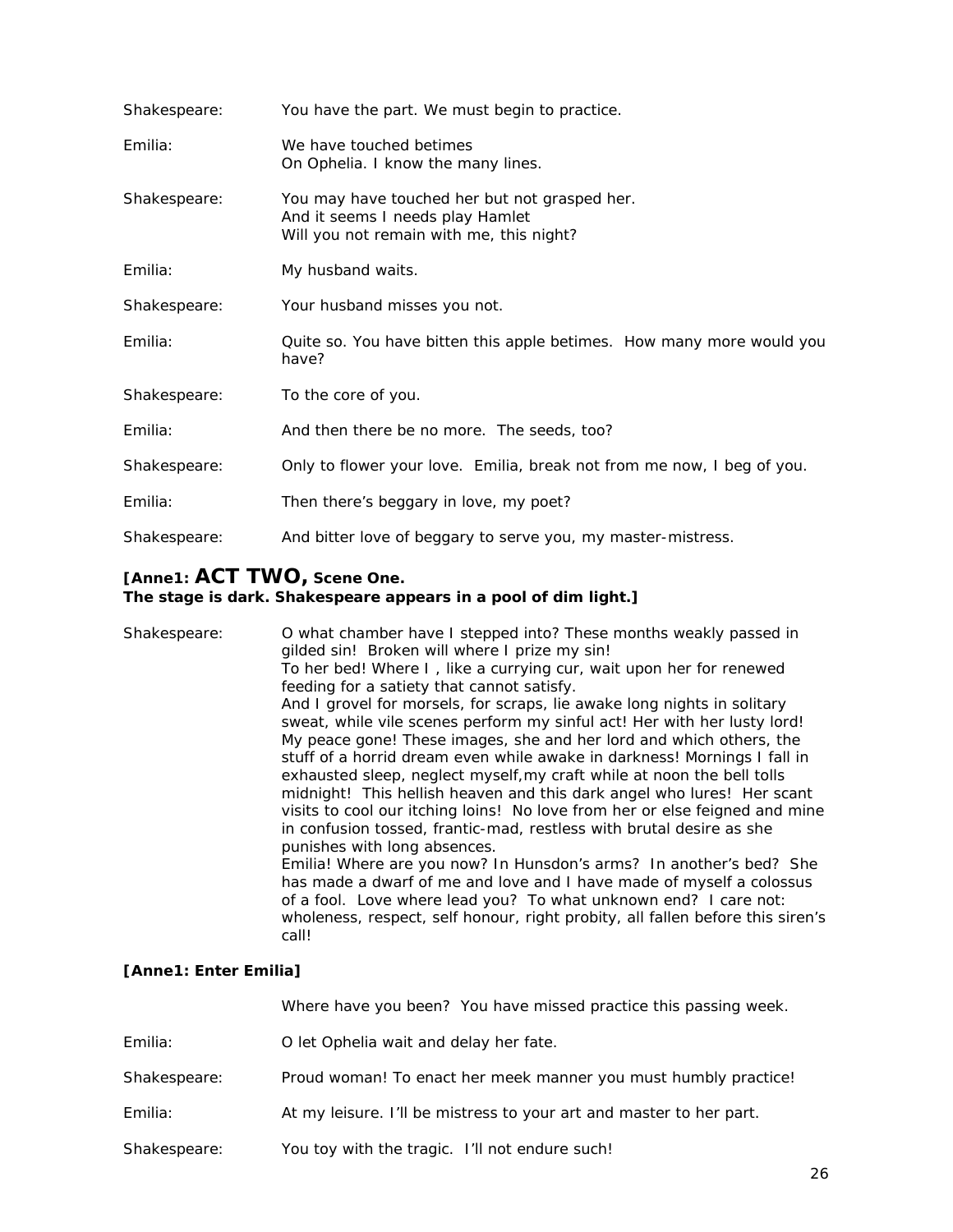Shakespeare: You have the part. We must begin to practice.

Emilia: We have touched betimes
On Ophelia. I know the many lines.

Shakespeare: You may have touched her but not grasped her.
And it seems I needs play Hamlet
Will you not remain with me, this night?

Emilia: My husband waits.

Shakespeare: Your husband misses you not.

Emilia: Quite so. You have bitten this apple betimes. How many more would you have?

Shakespeare: To the core of you.

Emilia: And then there be no more. The seeds, too?

Shakespeare: Only to flower your love. Emilia, break not from me now, I beg of you.

Emilia: Then there's beggary in love, my poet?

Shakespeare: And bitter love of beggary to serve you, my master-mistress.

**[Anne1: ACT TWO, Scene One.**
**The stage is dark. Shakespeare appears in a pool of dim light.]**

Shakespeare: O what chamber have I stepped into? These months weakly passed in gilded sin! Broken will where I prize my sin!
To her bed! Where I , like a currying cur, wait upon her for renewed feeding for a satiety that cannot satisfy.
And I grovel for morsels, for scraps, lie awake long nights in solitary sweat, while vile scenes perform my sinful act! Her with her lusty lord! My peace gone! These images, she and her lord and which others, the stuff of a horrid dream even while awake in darkness! Mornings I fall in exhausted sleep, neglect myself,my craft while at noon the bell tolls midnight! This hellish heaven and this dark angel who lures! Her scant visits to cool our itching loins! No love from her or else feigned and mine in confusion tossed, frantic-mad, restless with brutal desire as she punishes with long absences.
Emilia! Where are you now? In Hunsdon's arms? In another's bed? She has made a dwarf of me and love and I have made of myself a colossus of a fool. Love where lead you? To what unknown end? I care not: wholeness, respect, self honour, right probity, all fallen before this siren's call!

**[Anne1: Enter Emilia]**

Where have you been? You have missed practice this passing week.

Emilia: O let Ophelia wait and delay her fate.

Shakespeare: Proud woman! To enact her meek manner you must humbly practice!

Emilia: At my leisure. I'll be mistress to your art and master to her part.

Shakespeare: You toy with the tragic. I'll not endure such!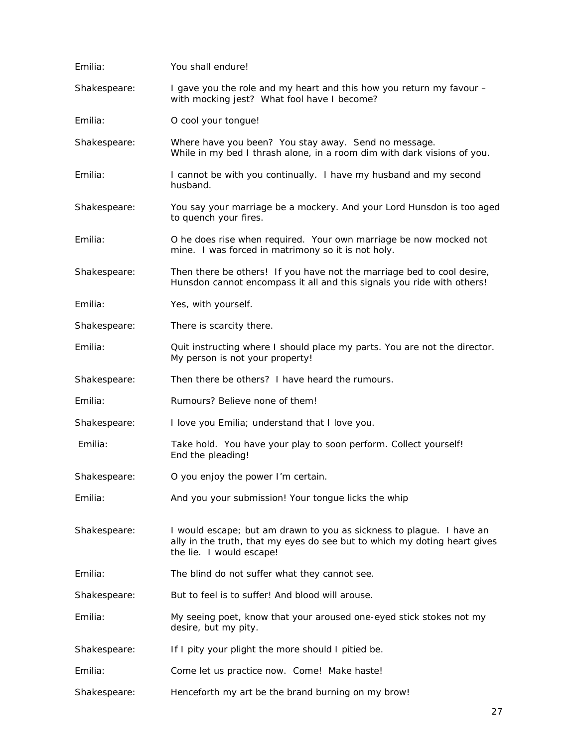Emilia: You shall endure!

Shakespeare: I gave you the role and my heart and this how you return my favour – with mocking jest? What fool have I become?

Emilia: O cool your tongue!

Shakespeare: Where have you been? You stay away. Send no message.
While in my bed I thrash alone, in a room dim with dark visions of you.

Emilia: I cannot be with you continually. I have my husband and my second husband.

Shakespeare: You say your marriage be a mockery. And your Lord Hunsdon is too aged to quench your fires.

Emilia: O he does rise when required. Your own marriage be now mocked not mine. I was forced in matrimony so it is not holy.

Shakespeare: Then there be others! If you have not the marriage bed to cool desire, Hunsdon cannot encompass it all and this signals you ride with others!

Emilia: Yes, with yourself.

Shakespeare: There is scarcity there.

Emilia: Quit instructing where I should place my parts. You are not the director. My person is not your property!

Shakespeare: Then there be others? I have heard the rumours.

Emilia: Rumours? Believe none of them!

Shakespeare: I love you Emilia; understand that I love you.

Emilia: Take hold. You have your play to soon perform. Collect yourself!
End the pleading!

Shakespeare: O you enjoy the power I'm certain.

Emilia: And you your submission! Your tongue licks the whip

Shakespeare: I would escape; but am drawn to you as sickness to plague. I have an ally in the truth, that my eyes do see but to which my doting heart gives the lie. I would escape!

Emilia: The blind do not suffer what they cannot see.

Shakespeare: But to feel is to suffer! And blood will arouse.

Emilia: My seeing poet, know that your aroused one-eyed stick stokes not my desire, but my pity.

Shakespeare: If I pity your plight the more should I pitied be.

Emilia: Come let us practice now. Come! Make haste!

Shakespeare: Henceforth my art be the brand burning on my brow!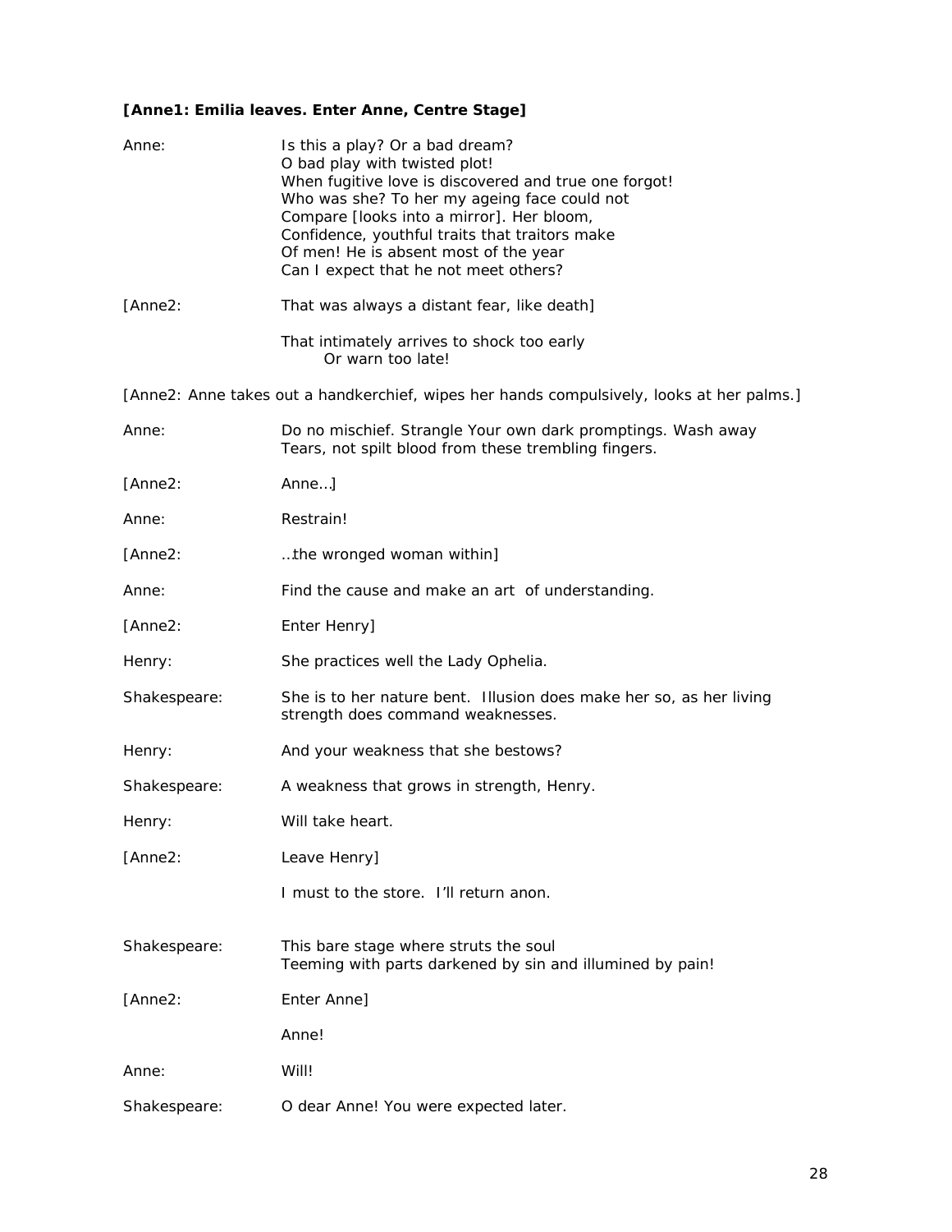**[Anne1: Emilia leaves. Enter Anne, Centre Stage]**

Anne: Is this a play? Or a bad dream?
O bad play with twisted plot!
When fugitive love is discovered and true one forgot!
Who was she? To her my ageing face could not
Compare [looks into a mirror]. Her bloom,
Confidence, youthful traits that traitors make
Of men! He is absent most of the year
Can I expect that he not meet others?

[Anne2: That was always a distant fear, like death]

That intimately arrives to shock too early
Or warn too late!

[Anne2: Anne takes out a handkerchief, wipes her hands compulsively, looks at her palms.]

Anne: Do no mischief. Strangle Your own dark promptings. Wash away
Tears, not spilt blood from these trembling fingers.

[Anne2: Anne…]

Anne: Restrain!

[Anne2: …the wronged woman within]

Anne: Find the cause and make an art of understanding.

[Anne2: Enter Henry]

Henry: She practices well the Lady Ophelia.

Shakespeare: She is to her nature bent. Illusion does make her so, as her living strength does command weaknesses.

Henry: And your weakness that she bestows?

Shakespeare: A weakness that grows in strength, Henry.

Henry: Will take heart.

[Anne2: Leave Henry]

I must to the store. I'll return anon.

Shakespeare: This bare stage where struts the soul
Teeming with parts darkened by sin and illumined by pain!

[Anne2: Enter Anne]

Anne!

Anne: Will!

Shakespeare: O dear Anne! You were expected later.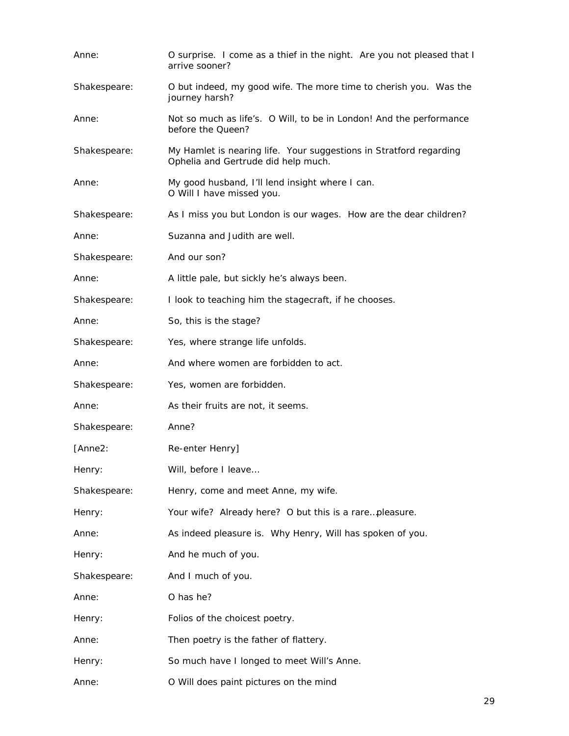Anne: O surprise. I come as a thief in the night. Are you not pleased that I arrive sooner?

Shakespeare: O but indeed, my good wife. The more time to cherish you. Was the journey harsh?

Anne: Not so much as life's. O Will, to be in London! And the performance before the Queen?

Shakespeare: My Hamlet is nearing life. Your suggestions in Stratford regarding Ophelia and Gertrude did help much.

Anne: My good husband, I'll lend insight where I can.
O Will I have missed you.

Shakespeare: As I miss you but London is our wages. How are the dear children?

Anne: Suzanna and Judith are well.

Shakespeare: And our son?

Anne: A little pale, but sickly he's always been.

Shakespeare: I look to teaching him the stagecraft, if he chooses.

Anne: So, this is the stage?

Shakespeare: Yes, where strange life unfolds.

Anne: And where women are forbidden to act.

Shakespeare: Yes, women are forbidden.

Anne: As their fruits are not, it seems.

Shakespeare: Anne?

[Anne2: Re-enter Henry]

Henry: Will, before I leave…

Shakespeare: Henry, come and meet Anne, my wife.

Henry: Your wife? Already here? O but this is a rare…pleasure.

Anne: As indeed pleasure is. Why Henry, Will has spoken of you.

Henry: And he much of you.

Shakespeare: And I much of you.

Anne: O has he?

Henry: Folios of the choicest poetry.

Anne: Then poetry is the father of flattery.

Henry: So much have I longed to meet Will's Anne.

Anne: O Will does paint pictures on the mind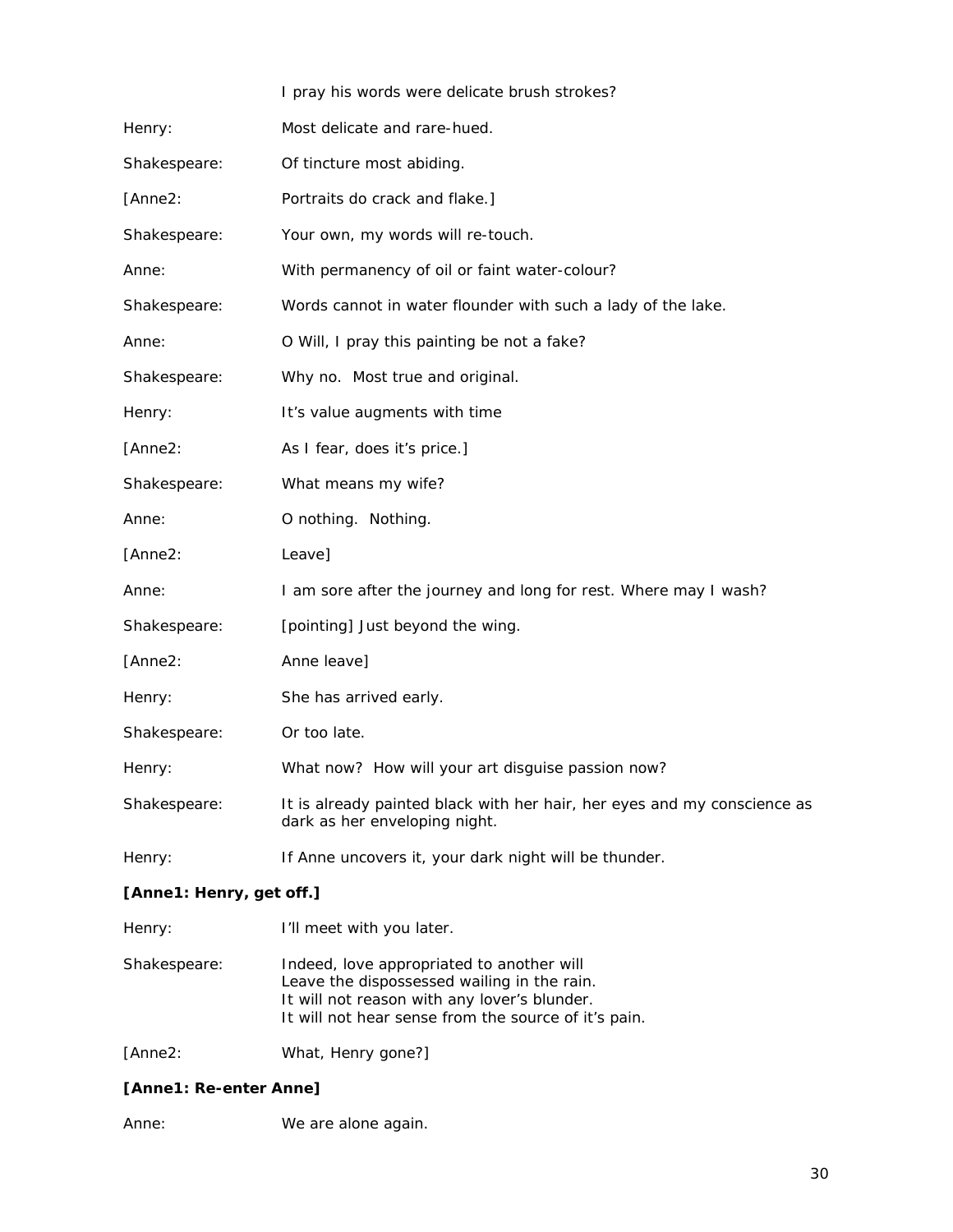I pray his words were delicate brush strokes?

Henry: Most delicate and rare-hued.

Shakespeare: Of tincture most abiding.

[Anne2: Portraits do crack and flake.]

Shakespeare: Your own, my words will re-touch.

Anne: With permanency of oil or faint water-colour?

Shakespeare: Words cannot in water flounder with such a lady of the lake.

Anne: O Will, I pray this painting be not a fake?

Shakespeare: Why no. Most true and original.

Henry: It's value augments with time

[Anne2: As I fear, does it's price.]

Shakespeare: What means my wife?

Anne: O nothing. Nothing.

[Anne2: Leave]

Anne: I am sore after the journey and long for rest. Where may I wash?

Shakespeare: [pointing] Just beyond the wing.

[Anne2: Anne leave]

Henry: She has arrived early.

Shakespeare: Or too late.

Henry: What now? How will your art disguise passion now?

Shakespeare: It is already painted black with her hair, her eyes and my conscience as dark as her enveloping night.

Henry: If Anne uncovers it, your dark night will be thunder.

**[Anne1: Henry, get off.]**

Henry: I'll meet with you later.

Shakespeare: Indeed, love appropriated to another will
Leave the dispossessed wailing in the rain.
It will not reason with any lover's blunder.
It will not hear sense from the source of it's pain.

[Anne2: What, Henry gone?]

**[Anne1: Re-enter Anne]**

Anne: We are alone again.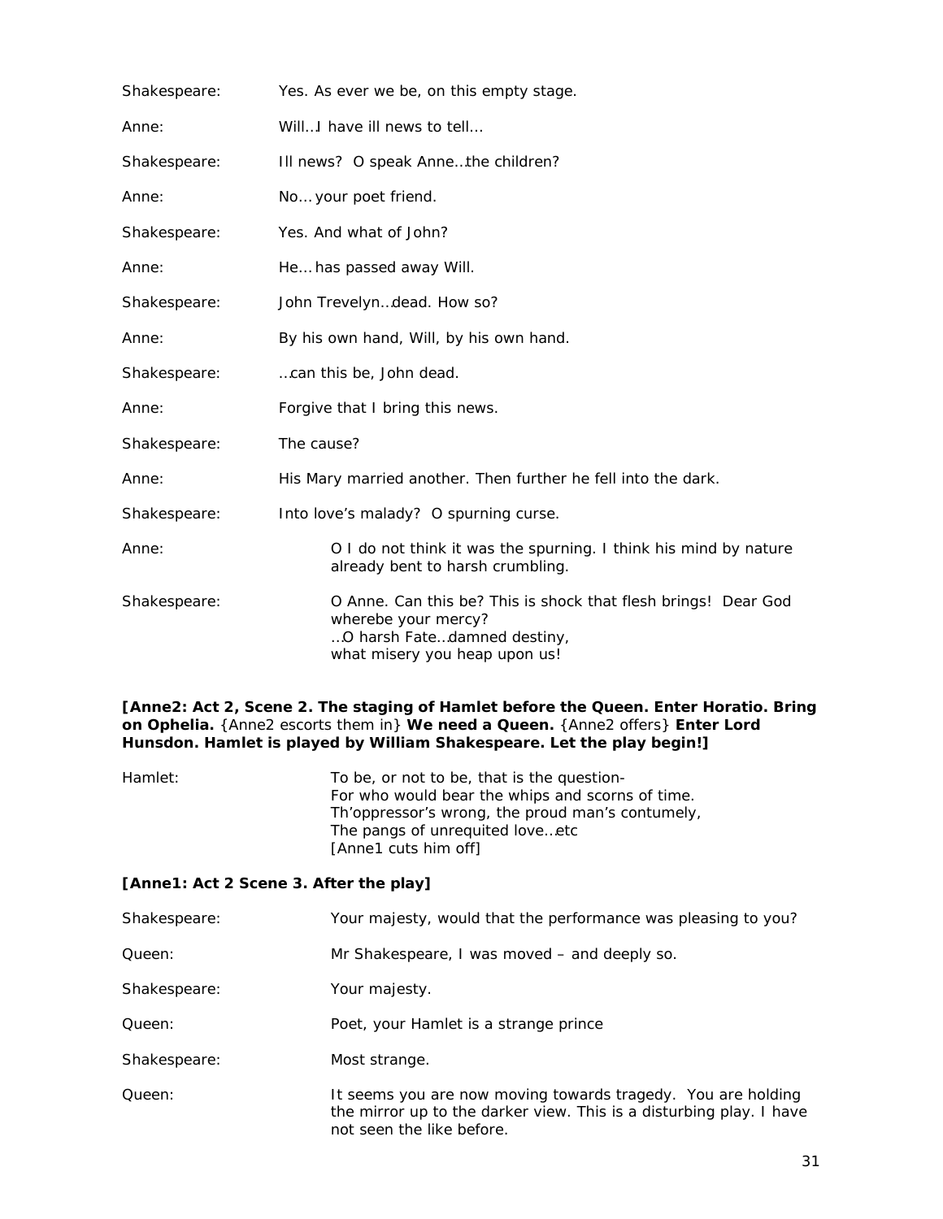Shakespeare: Yes. As ever we be, on this empty stage.

Anne: Will…I have ill news to tell…

Shakespeare: Ill news? O speak Anne…the children?

Anne: No… your poet friend.

Shakespeare: Yes. And what of John?

Anne: He… has passed away Will.

Shakespeare: John Trevelyn…dead. How so?

Anne: By his own hand, Will, by his own hand.

Shakespeare: …can this be, John dead.

Anne: Forgive that I bring this news.

Shakespeare: The cause?

Anne: His Mary married another. Then further he fell into the dark.

Shakespeare: Into love's malady? O spurning curse.

Anne: O I do not think it was the spurning. I think his mind by nature already bent to harsh crumbling.

Shakespeare: O Anne. Can this be? This is shock that flesh brings! Dear God wherebe your mercy?
…O harsh Fate…damned destiny,
what misery you heap upon us!

**[Anne2: Act 2, Scene 2. The staging of Hamlet before the Queen. Enter Horatio. Bring on Ophelia.** {Anne2 escorts them in} **We need a Queen.** {Anne2 offers} **Enter Lord Hunsdon. Hamlet is played by William Shakespeare. Let the play begin!]**

Hamlet: To be, or not to be, that is the question-
For who would bear the whips and scorns of time.
Th'oppressor's wrong, the proud man's contumely,
The pangs of unrequited love…etc
[Anne1 cuts him off]

**[Anne1: Act 2 Scene 3. After the play]**

Shakespeare: Your majesty, would that the performance was pleasing to you?

Queen: Mr Shakespeare, I was moved – and deeply so.

Shakespeare: Your majesty.

Queen: Poet, your Hamlet is a strange prince

Shakespeare: Most strange.

Queen: It seems you are now moving towards tragedy. You are holding the mirror up to the darker view. This is a disturbing play. I have not seen the like before.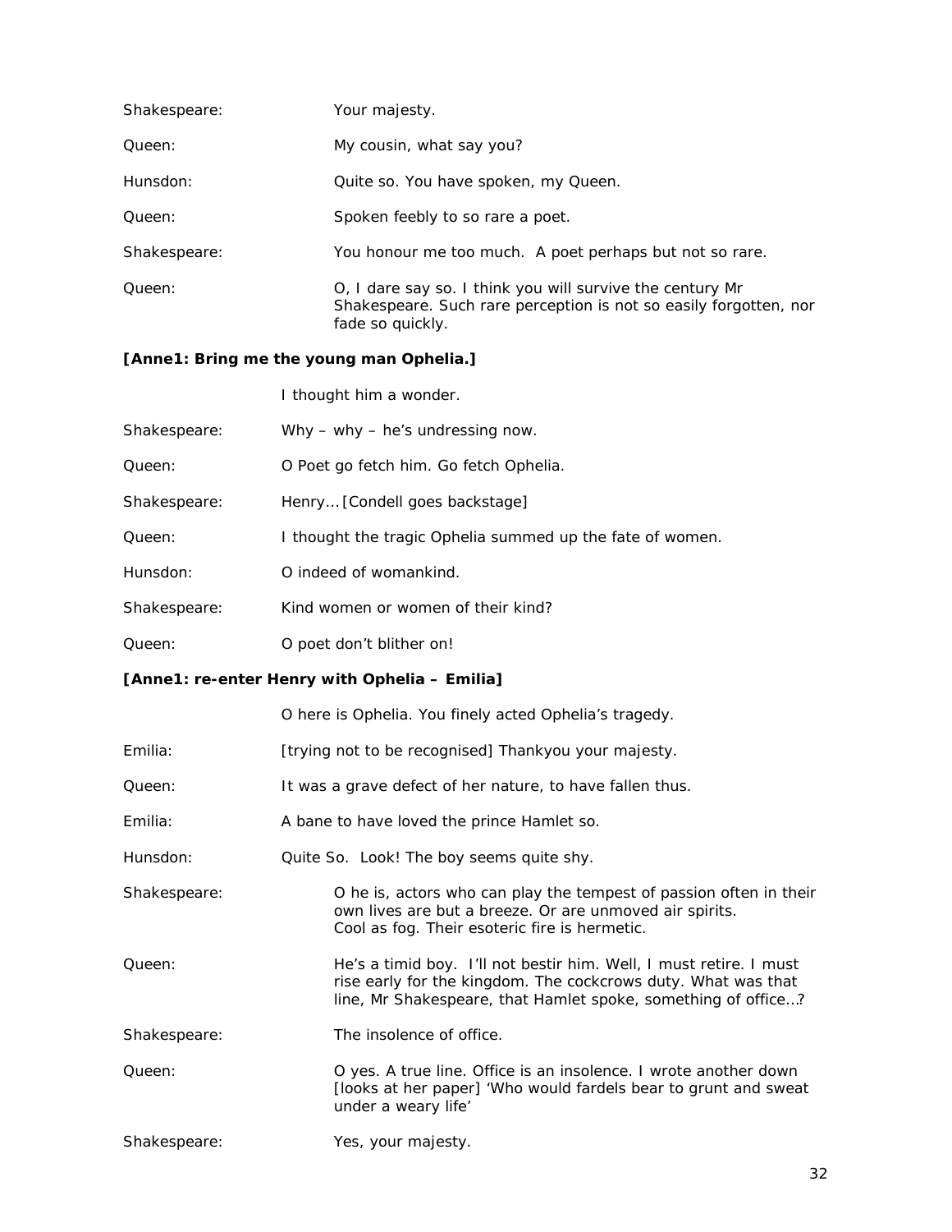Shakespeare: Your majesty.

Queen: My cousin, what say you?

Hunsdon: Quite so. You have spoken, my Queen.

Queen: Spoken feebly to so rare a poet.

Shakespeare: You honour me too much. A poet perhaps but not so rare.

Queen: O, I dare say so. I think you will survive the century Mr Shakespeare. Such rare perception is not so easily forgotten, nor fade so quickly.

**[Anne1: Bring me the young man Ophelia.]**

I thought him a wonder.

Shakespeare: Why – why – he's undressing now.

Queen: O Poet go fetch him. Go fetch Ophelia.

Shakespeare: Henry… [Condell goes backstage]

Queen: I thought the tragic Ophelia summed up the fate of women.

Hunsdon: O indeed of womankind.

Shakespeare: Kind women or women of their kind?

Queen: O poet don't blither on!

**[Anne1: re-enter Henry with Ophelia – Emilia]**

O here is Ophelia. You finely acted Ophelia's tragedy.

Emilia: [trying not to be recognised] Thankyou your majesty.

Queen: It was a grave defect of her nature, to have fallen thus.

Emilia: A bane to have loved the prince Hamlet so.

Hunsdon: Quite So. Look! The boy seems quite shy.

Shakespeare: O he is, actors who can play the tempest of passion often in their own lives are but a breeze. Or are unmoved air spirits. Cool as fog. Their esoteric fire is hermetic.

Queen: He's a timid boy. I'll not bestir him. Well, I must retire. I must rise early for the kingdom. The cockcrows duty. What was that line, Mr Shakespeare, that Hamlet spoke, something of office…?

Shakespeare: The insolence of office.

Queen: O yes. A true line. Office is an insolence. I wrote another down [looks at her paper] 'Who would fardels bear to grunt and sweat under a weary life'

Shakespeare: Yes, your majesty.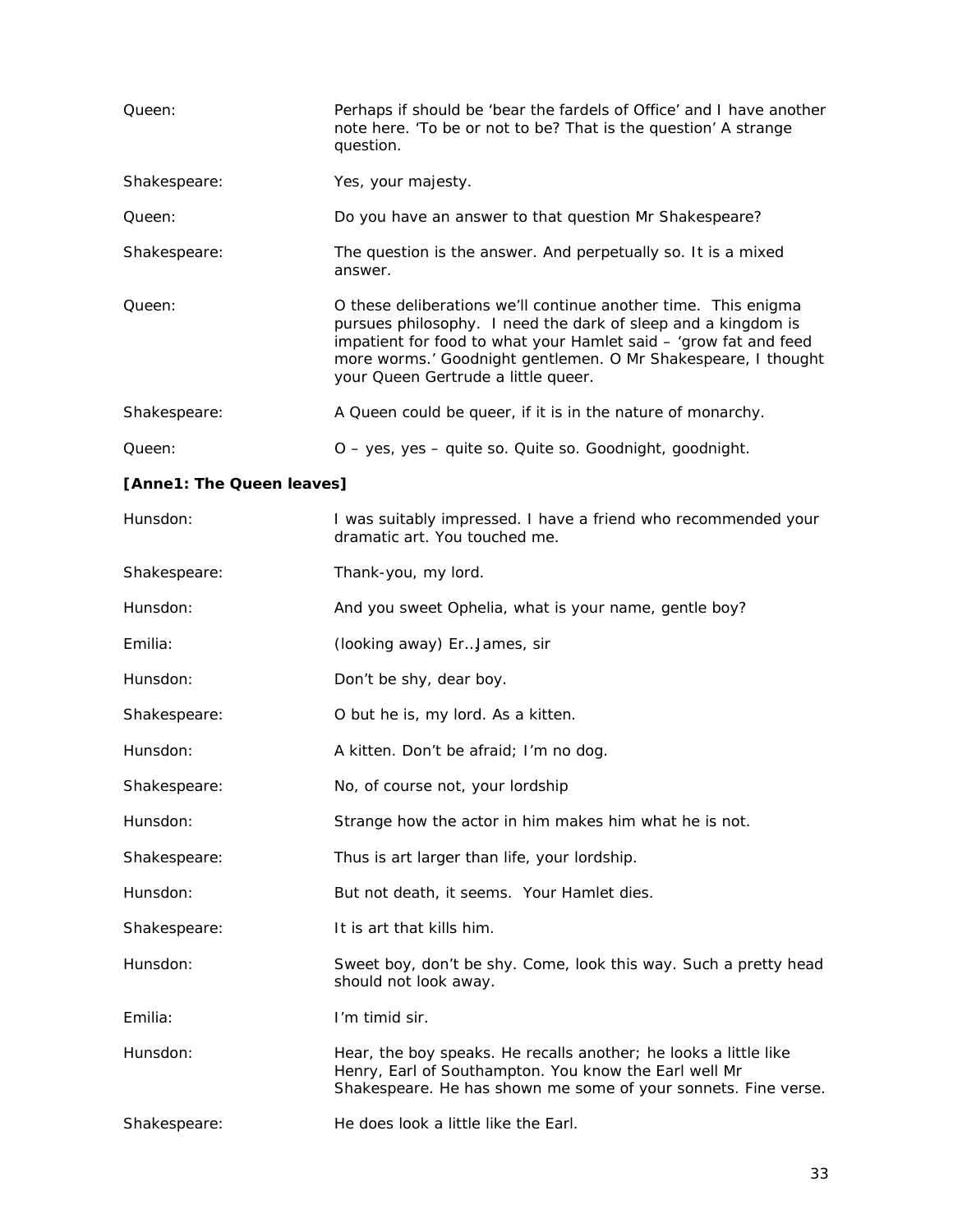Queen: Perhaps if should be 'bear the fardels of Office' and I have another note here. 'To be or not to be? That is the question' A strange question.

Shakespeare: Yes, your majesty.

Queen: Do you have an answer to that question Mr Shakespeare?

Shakespeare: The question is the answer. And perpetually so. It is a mixed answer.

Queen: O these deliberations we'll continue another time. This enigma pursues philosophy. I need the dark of sleep and a kingdom is impatient for food to what your Hamlet said – 'grow fat and feed more worms.' Goodnight gentlemen. O Mr Shakespeare, I thought your Queen Gertrude a little queer.

Shakespeare: A Queen could be queer, if it is in the nature of monarchy.

Queen: O – yes, yes – quite so. Quite so. Goodnight, goodnight.

**[Anne1: The Queen leaves]**

Hunsdon: I was suitably impressed. I have a friend who recommended your dramatic art. You touched me.

Shakespeare: Thank-you, my lord.

Hunsdon: And you sweet Ophelia, what is your name, gentle boy?

Emilia: (looking away) Er…James, sir

Hunsdon: Don't be shy, dear boy.

Shakespeare: O but he is, my lord. As a kitten.

Hunsdon: A kitten. Don't be afraid; I'm no dog.

Shakespeare: No, of course not, your lordship

Hunsdon: Strange how the actor in him makes him what he is not.

Shakespeare: Thus is art larger than life, your lordship.

Hunsdon: But not death, it seems. Your Hamlet dies.

Shakespeare: It is art that kills him.

Hunsdon: Sweet boy, don't be shy. Come, look this way. Such a pretty head should not look away.

Emilia: I'm timid sir.

Hunsdon: Hear, the boy speaks. He recalls another; he looks a little like Henry, Earl of Southampton. You know the Earl well Mr Shakespeare. He has shown me some of your sonnets. Fine verse.

Shakespeare: He does look a little like the Earl.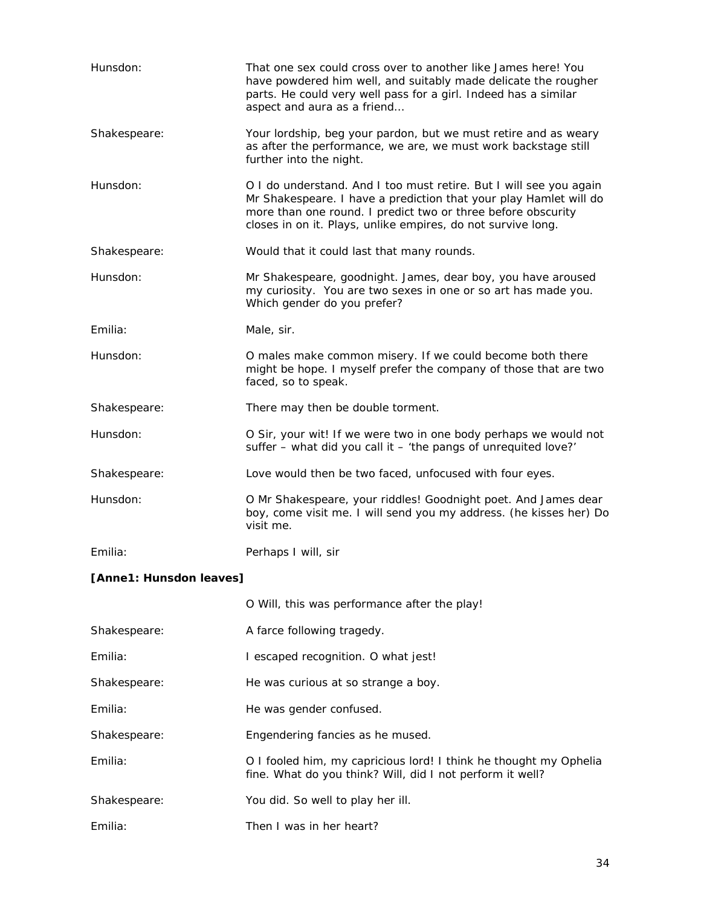Hunsdon: That one sex could cross over to another like James here! You have powdered him well, and suitably made delicate the rougher parts. He could very well pass for a girl. Indeed has a similar aspect and aura as a friend…

Shakespeare: Your lordship, beg your pardon, but we must retire and as weary as after the performance, we are, we must work backstage still further into the night.

Hunsdon: O I do understand. And I too must retire. But I will see you again Mr Shakespeare. I have a prediction that your play Hamlet will do more than one round. I predict two or three before obscurity closes in on it. Plays, unlike empires, do not survive long.

Shakespeare: Would that it could last that many rounds.

Hunsdon: Mr Shakespeare, goodnight. James, dear boy, you have aroused my curiosity. You are two sexes in one or so art has made you. Which gender do you prefer?

Emilia: Male, sir.

Hunsdon: O males make common misery. If we could become both there might be hope. I myself prefer the company of those that are two faced, so to speak.

Shakespeare: There may then be double torment.

Hunsdon: O Sir, your wit! If we were two in one body perhaps we would not suffer – what did you call it – 'the pangs of unrequited love?'

Shakespeare: Love would then be two faced, unfocused with four eyes.

Hunsdon: O Mr Shakespeare, your riddles! Goodnight poet. And James dear boy, come visit me. I will send you my address. (he kisses her) Do visit me.

Emilia: Perhaps I will, sir

**[Anne1: Hunsdon leaves]**

O Will, this was performance after the play!

Shakespeare: A farce following tragedy.

Emilia: I escaped recognition. O what jest!

Shakespeare: He was curious at so strange a boy.

Emilia: He was gender confused.

Shakespeare: Engendering fancies as he mused.

Emilia: O I fooled him, my capricious lord! I think he thought my Ophelia fine. What do you think? Will, did I not perform it well?

Shakespeare: You did. So well to play her ill.

Emilia: Then I was in her heart?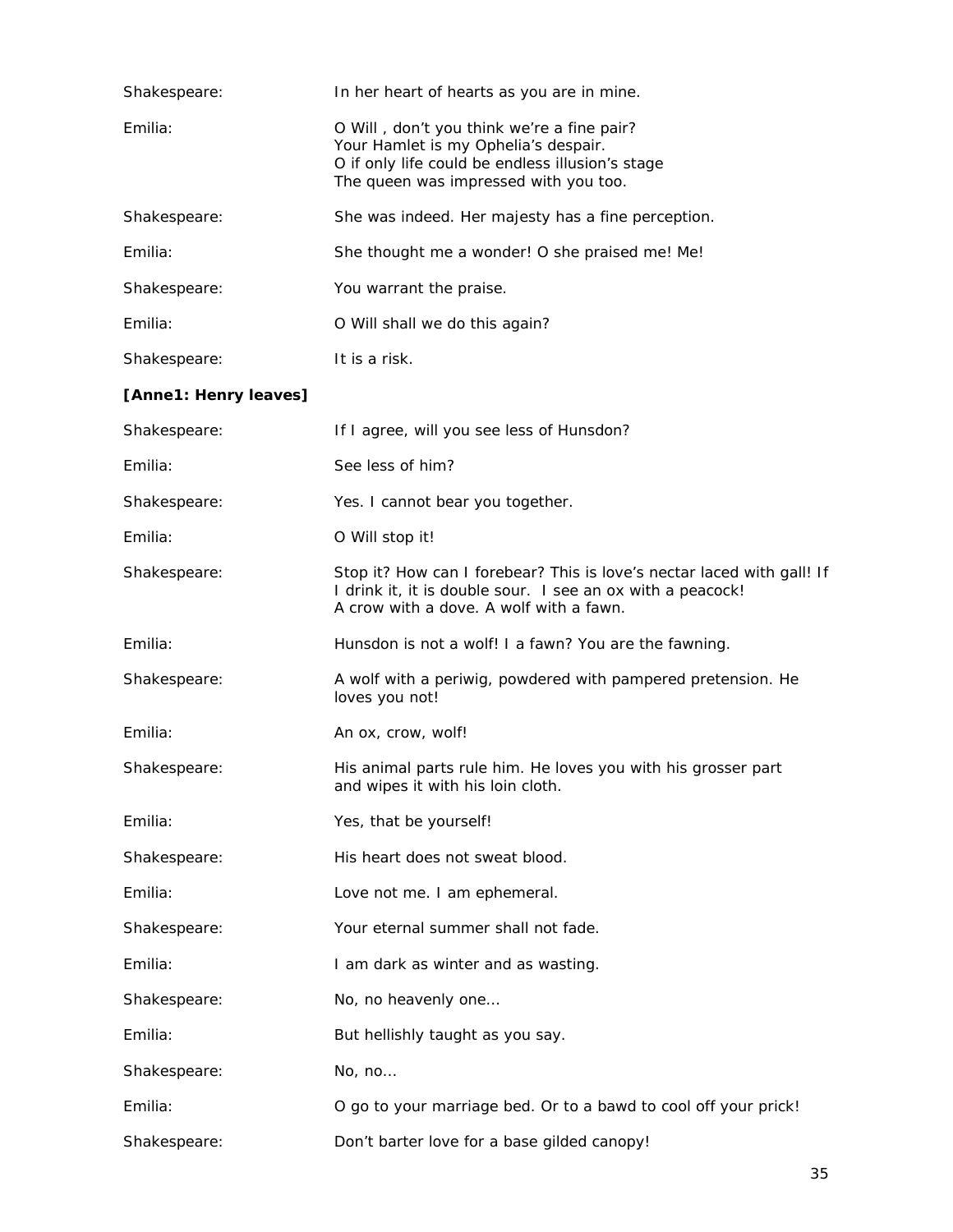Shakespeare: In her heart of hearts as you are in mine.

Emilia: O Will , don't you think we're a fine pair?
Your Hamlet is my Ophelia's despair.
O if only life could be endless illusion's stage
The queen was impressed with you too.

Shakespeare: She was indeed. Her majesty has a fine perception.

Emilia: She thought me a wonder! O she praised me! Me!

Shakespeare: You warrant the praise.

Emilia: O Will shall we do this again?

Shakespeare: It is a risk.

**[Anne1: Henry leaves]**

Shakespeare: If I agree, will you see less of Hunsdon?

Emilia: See less of him?

Shakespeare: Yes. I cannot bear you together.

Emilia: O Will stop it!

Shakespeare: Stop it? How can I forebear? This is love's nectar laced with gall! If I drink it, it is double sour. I see an ox with a peacock!
A crow with a dove. A wolf with a fawn.

Emilia: Hunsdon is not a wolf! I a fawn? You are the fawning.

Shakespeare: A wolf with a periwig, powdered with pampered pretension. He loves you not!

Emilia: An ox, crow, wolf!

Shakespeare: His animal parts rule him. He loves you with his grosser part and wipes it with his loin cloth.

Emilia: Yes, that be yourself!

Shakespeare: His heart does not sweat blood.

Emilia: Love not me. I am ephemeral.

Shakespeare: Your eternal summer shall not fade.

Emilia: I am dark as winter and as wasting.

Shakespeare: No, no heavenly one…

Emilia: But hellishly taught as you say.

Shakespeare: No, no…

Emilia: O go to your marriage bed. Or to a bawd to cool off your prick!

Shakespeare: Don't barter love for a base gilded canopy!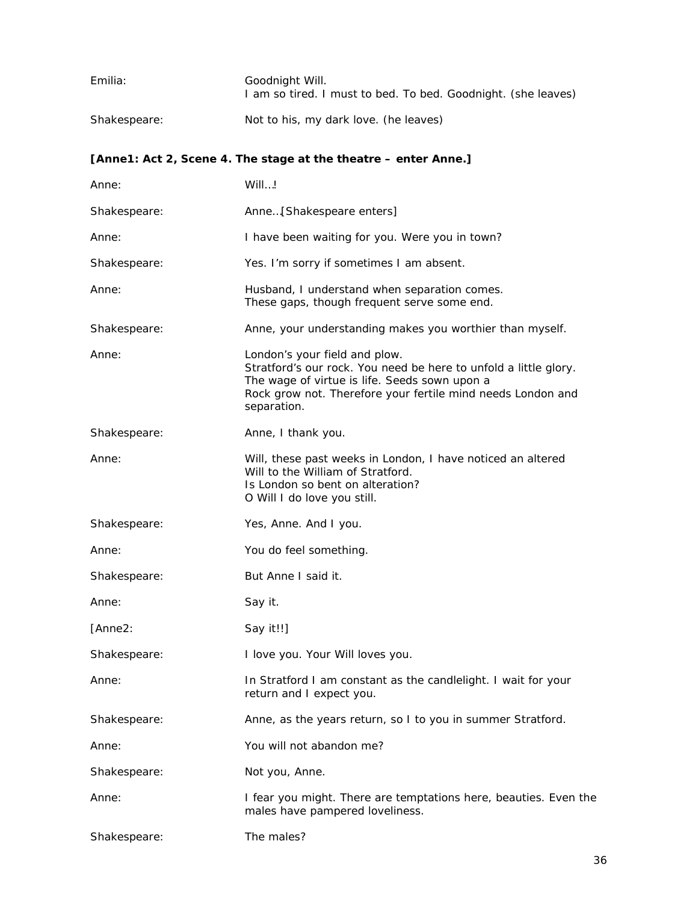Emilia: Goodnight Will.
I am so tired. I must to bed. To bed. Goodnight. (she leaves)

Shakespeare: Not to his, my dark love. (he leaves)

**[Anne1: Act 2, Scene 4. The stage at the theatre – enter Anne.]**

Anne: Will…!

Shakespeare: Anne…[Shakespeare enters]

Anne: I have been waiting for you. Were you in town?

Shakespeare: Yes. I'm sorry if sometimes I am absent.

Anne: Husband, I understand when separation comes.
These gaps, though frequent serve some end.

Shakespeare: Anne, your understanding makes you worthier than myself.

Anne: London's your field and plow.
Stratford's our rock. You need be here to unfold a little glory.
The wage of virtue is life. Seeds sown upon a
Rock grow not. Therefore your fertile mind needs London and separation.

Shakespeare: Anne, I thank you.

Anne: Will, these past weeks in London, I have noticed an altered
Will to the William of Stratford.
Is London so bent on alteration?
O Will I do love you still.

Shakespeare: Yes, Anne. And I you.

Anne: You do feel something.

Shakespeare: But Anne I said it.

Anne: Say it.

[Anne2: Say it!!]

Shakespeare: I love you. Your Will loves you.

Anne: In Stratford I am constant as the candlelight. I wait for your return and I expect you.

Shakespeare: Anne, as the years return, so I to you in summer Stratford.

Anne: You will not abandon me?

Shakespeare: Not you, Anne.

Anne: I fear you might. There are temptations here, beauties. Even the males have pampered loveliness.

Shakespeare: The males?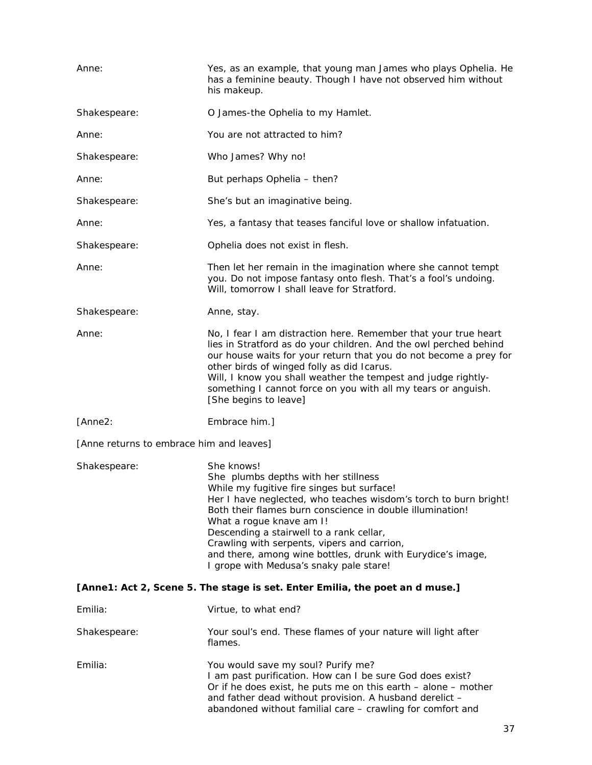Anne: Yes, as an example, that young man James who plays Ophelia. He has a feminine beauty. Though I have not observed him without his makeup.

Shakespeare: O James-the Ophelia to my Hamlet.

Anne: You are not attracted to him?

Shakespeare: Who James? Why no!

Anne: But perhaps Ophelia – then?

Shakespeare: She's but an imaginative being.

Anne: Yes, a fantasy that teases fanciful love or shallow infatuation.

Shakespeare: Ophelia does not exist in flesh.

Anne: Then let her remain in the imagination where she cannot tempt you. Do not impose fantasy onto flesh. That's a fool's undoing. Will, tomorrow I shall leave for Stratford.

Shakespeare: Anne, stay.

Anne: No, I fear I am distraction here. Remember that your true heart lies in Stratford as do your children. And the owl perched behind our house waits for your return that you do not become a prey for other birds of winged folly as did Icarus.
Will, I know you shall weather the tempest and judge rightly- something I cannot force on you with all my tears or anguish.
[She begins to leave]

[Anne2: Embrace him.]

[Anne returns to embrace him and leaves]

Shakespeare: She knows!
She plumbs depths with her stillness
While my fugitive fire singes but surface!
Her I have neglected, who teaches wisdom's torch to burn bright!
Both their flames burn conscience in double illumination!
What a rogue knave am I!
Descending a stairwell to a rank cellar,
Crawling with serpents, vipers and carrion,
and there, among wine bottles, drunk with Eurydice's image,
I grope with Medusa's snaky pale stare!

**[Anne1: Act 2, Scene 5. The stage is set. Enter Emilia, the poet an d muse.]**

Emilia: Virtue, to what end?

Shakespeare: Your soul's end. These flames of your nature will light after flames.

Emilia: You would save my soul? Purify me?
I am past purification. How can I be sure God does exist?
Or if he does exist, he puts me on this earth – alone – mother and father dead without provision. A husband derelict – abandoned without familial care – crawling for comfort and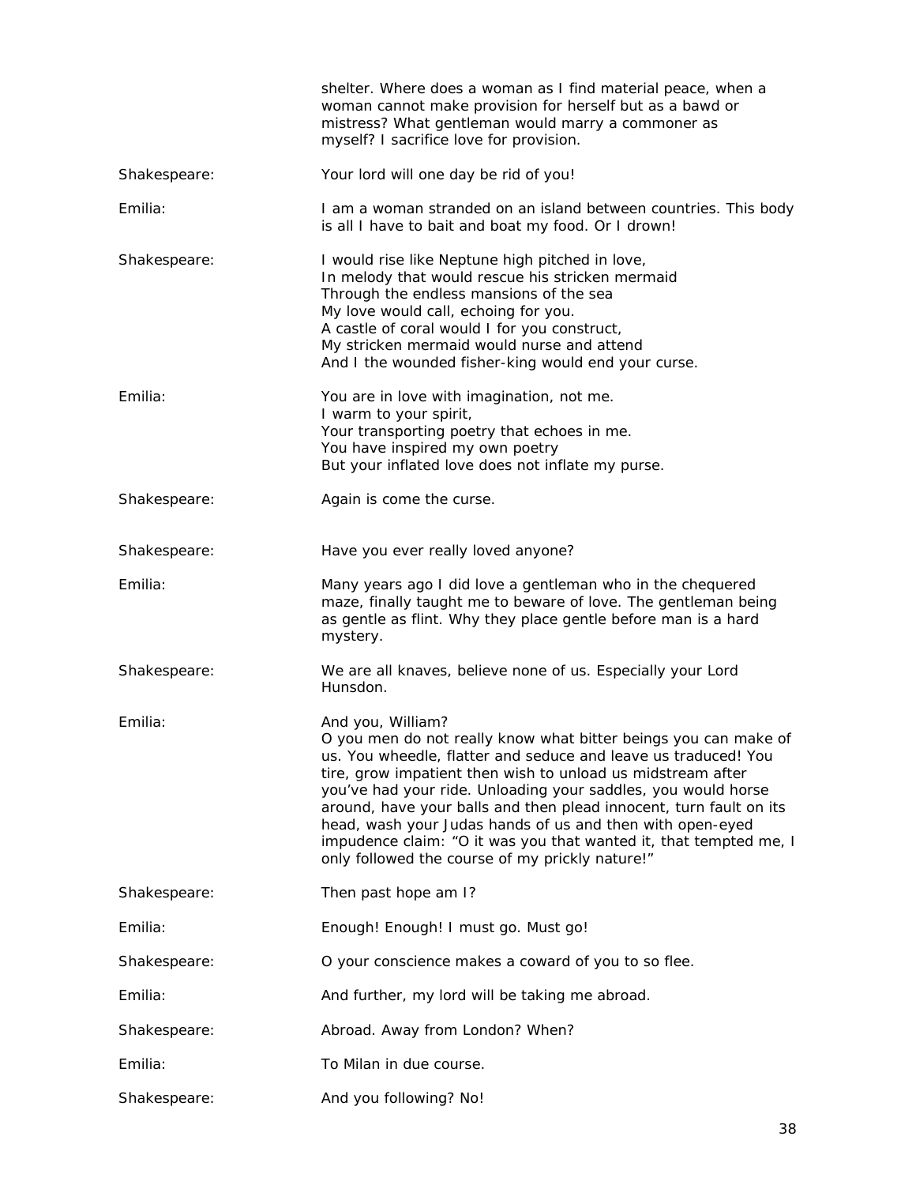shelter. Where does a woman as I find material peace, when a woman cannot make provision for herself but as a bawd or mistress? What gentleman would marry a commoner as myself? I sacrifice love for provision.

Shakespeare: Your lord will one day be rid of you!

Emilia: I am a woman stranded on an island between countries. This body is all I have to bait and boat my food. Or I drown!

Shakespeare: I would rise like Neptune high pitched in love,  
In melody that would rescue his stricken mermaid  
Through the endless mansions of the sea  
My love would call, echoing for you.  
A castle of coral would I for you construct,  
My stricken mermaid would nurse and attend  
And I the wounded fisher-king would end your curse.

Emilia: You are in love with imagination, not me.  
I warm to your spirit,  
Your transporting poetry that echoes in me.  
You have inspired my own poetry  
But your inflated love does not inflate my purse.

Shakespeare: Again is come the curse.

Shakespeare: Have you ever really loved anyone?

Emilia: Many years ago I did love a gentleman who in the chequered maze, finally taught me to beware of love. The gentleman being as gentle as flint. Why they place gentle before man is a hard mystery.

Shakespeare: We are all knaves, believe none of us. Especially your Lord Hunsdon.

Emilia: And you, William?  
O you men do not really know what bitter beings you can make of us. You wheedle, flatter and seduce and leave us traduced! You tire, grow impatient then wish to unload us midstream after you've had your ride. Unloading your saddles, you would horse around, have your balls and then plead innocent, turn fault on its head, wash your Judas hands of us and then with open-eyed impudence claim: "O it was you that wanted it, that tempted me, I only followed the course of my prickly nature!"

Shakespeare: Then past hope am I?

Emilia: Enough! Enough! I must go. Must go!

Shakespeare: O your conscience makes a coward of you to so flee.

Emilia: And further, my lord will be taking me abroad.

Shakespeare: Abroad. Away from London? When?

Emilia: To Milan in due course.

Shakespeare: And you following? No!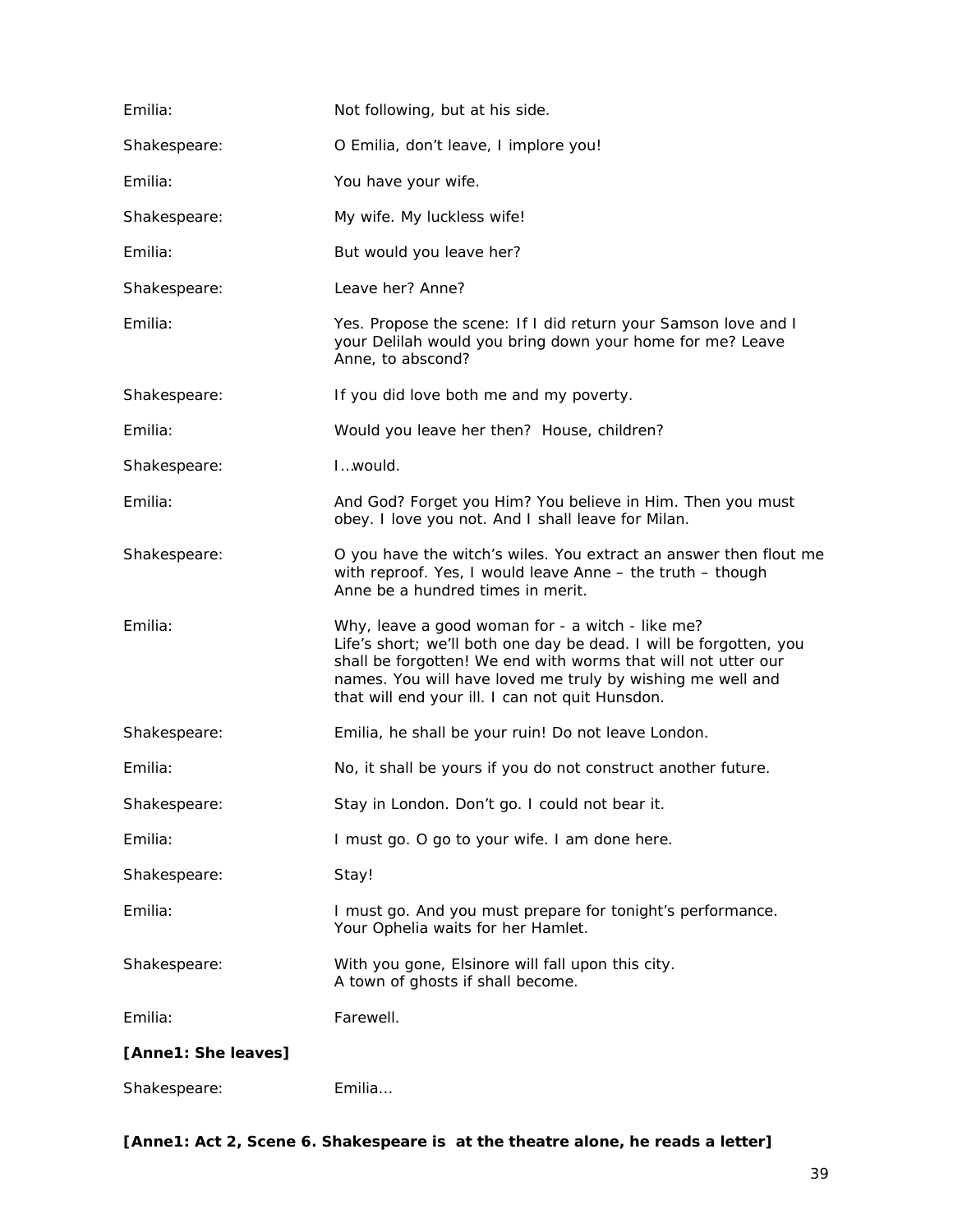Emilia: Not following, but at his side.

Shakespeare: O Emilia, don't leave, I implore you!

Emilia: You have your wife.

Shakespeare: My wife. My luckless wife!

Emilia: But would you leave her?

Shakespeare: Leave her? Anne?

Emilia: Yes. Propose the scene: If I did return your Samson love and I your Delilah would you bring down your home for me? Leave Anne, to abscond?

Shakespeare: If you did love both me and my poverty.

Emilia: Would you leave her then? House, children?

Shakespeare: I…would.

Emilia: And God? Forget you Him? You believe in Him. Then you must obey. I love you not. And I shall leave for Milan.

Shakespeare: O you have the witch's wiles. You extract an answer then flout me with reproof. Yes, I would leave Anne – the truth – though Anne be a hundred times in merit.

Emilia: Why, leave a good woman for - a witch - like me?
Life's short; we'll both one day be dead. I will be forgotten, you shall be forgotten! We end with worms that will not utter our names. You will have loved me truly by wishing me well and that will end your ill. I can not quit Hunsdon.

Shakespeare: Emilia, he shall be your ruin! Do not leave London.

Emilia: No, it shall be yours if you do not construct another future.

Shakespeare: Stay in London. Don't go. I could not bear it.

Emilia: I must go. O go to your wife. I am done here.

Shakespeare: Stay!

Emilia: I must go. And you must prepare for tonight's performance.
Your Ophelia waits for her Hamlet.

Shakespeare: With you gone, Elsinore will fall upon this city.
A town of ghosts if shall become.

Emilia: Farewell.

**[Anne1: She leaves]**

Shakespeare: Emilia…

**[Anne1: Act 2, Scene 6. Shakespeare is at the theatre alone, he reads a letter]**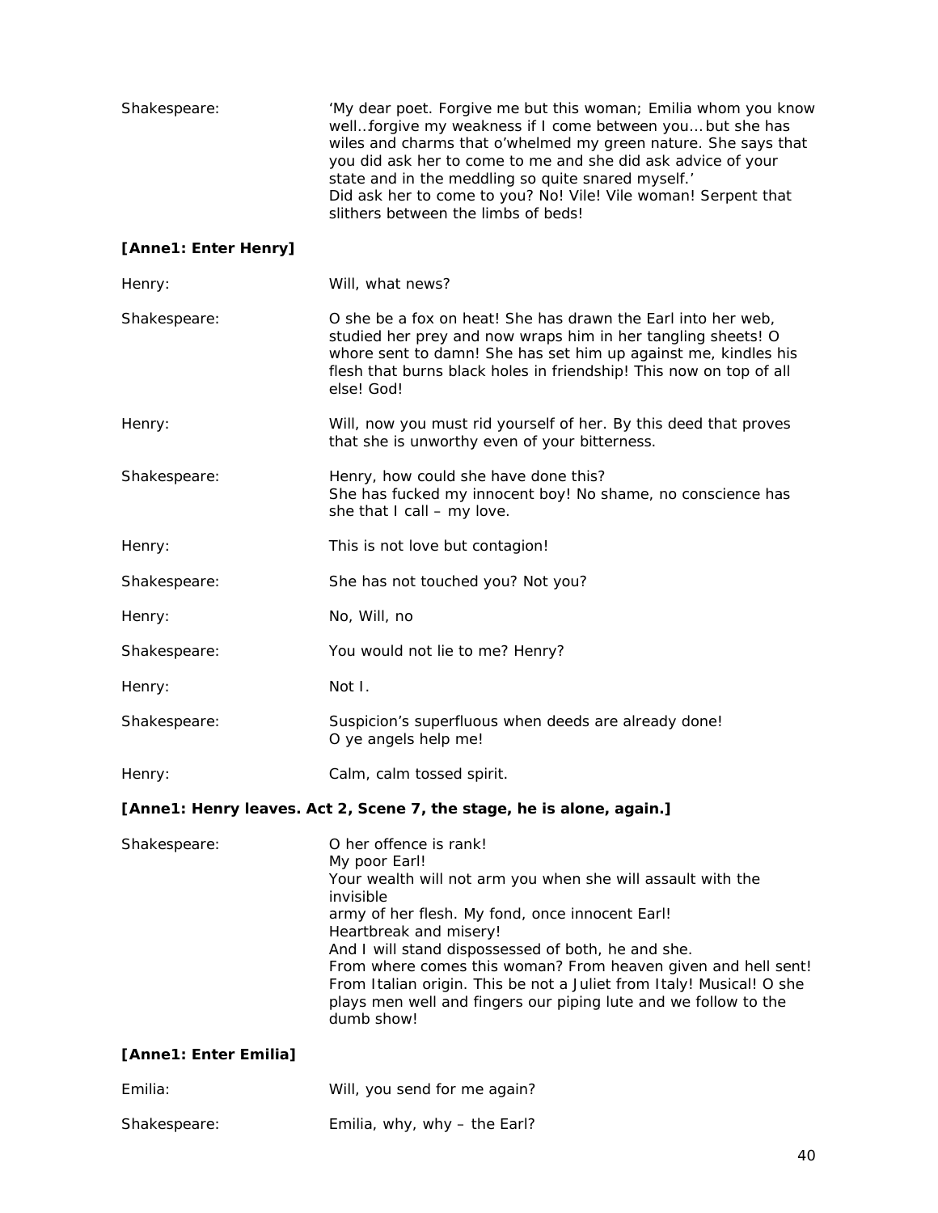Shakespeare: 'My dear poet. Forgive me but this woman; Emilia whom you know well…forgive my weakness if I come between you… but she has wiles and charms that o'whelmed my green nature. She says that you did ask her to come to me and she did ask advice of your state and in the meddling so quite snared myself.'
Did ask her to come to you? No! Vile! Vile woman! Serpent that slithers between the limbs of beds!

**[Anne1: Enter Henry]**

Henry: Will, what news?

Shakespeare: O she be a fox on heat! She has drawn the Earl into her web, studied her prey and now wraps him in her tangling sheets! O whore sent to damn! She has set him up against me, kindles his flesh that burns black holes in friendship! This now on top of all else! God!

Henry: Will, now you must rid yourself of her. By this deed that proves that she is unworthy even of your bitterness.

Shakespeare: Henry, how could she have done this?
She has fucked my innocent boy! No shame, no conscience has she that I call – my love.

Henry: This is not love but contagion!

Shakespeare: She has not touched you? Not you?

Henry: No, Will, no

Shakespeare: You would not lie to me? Henry?

Henry: Not I.

Shakespeare: Suspicion's superfluous when deeds are already done!
O ye angels help me!

Henry: Calm, calm tossed spirit.

**[Anne1: Henry leaves. Act 2, Scene 7, the stage, he is alone, again.]**

Shakespeare: O her offence is rank!
My poor Earl!
Your wealth will not arm you when she will assault with the invisible
army of her flesh. My fond, once innocent Earl!
Heartbreak and misery!
And I will stand dispossessed of both, he and she.
From where comes this woman? From heaven given and hell sent!
From Italian origin. This be not a Juliet from Italy! Musical! O she plays men well and fingers our piping lute and we follow to the dumb show!

**[Anne1: Enter Emilia]**

Emilia: Will, you send for me again?

Shakespeare: Emilia, why, why – the Earl?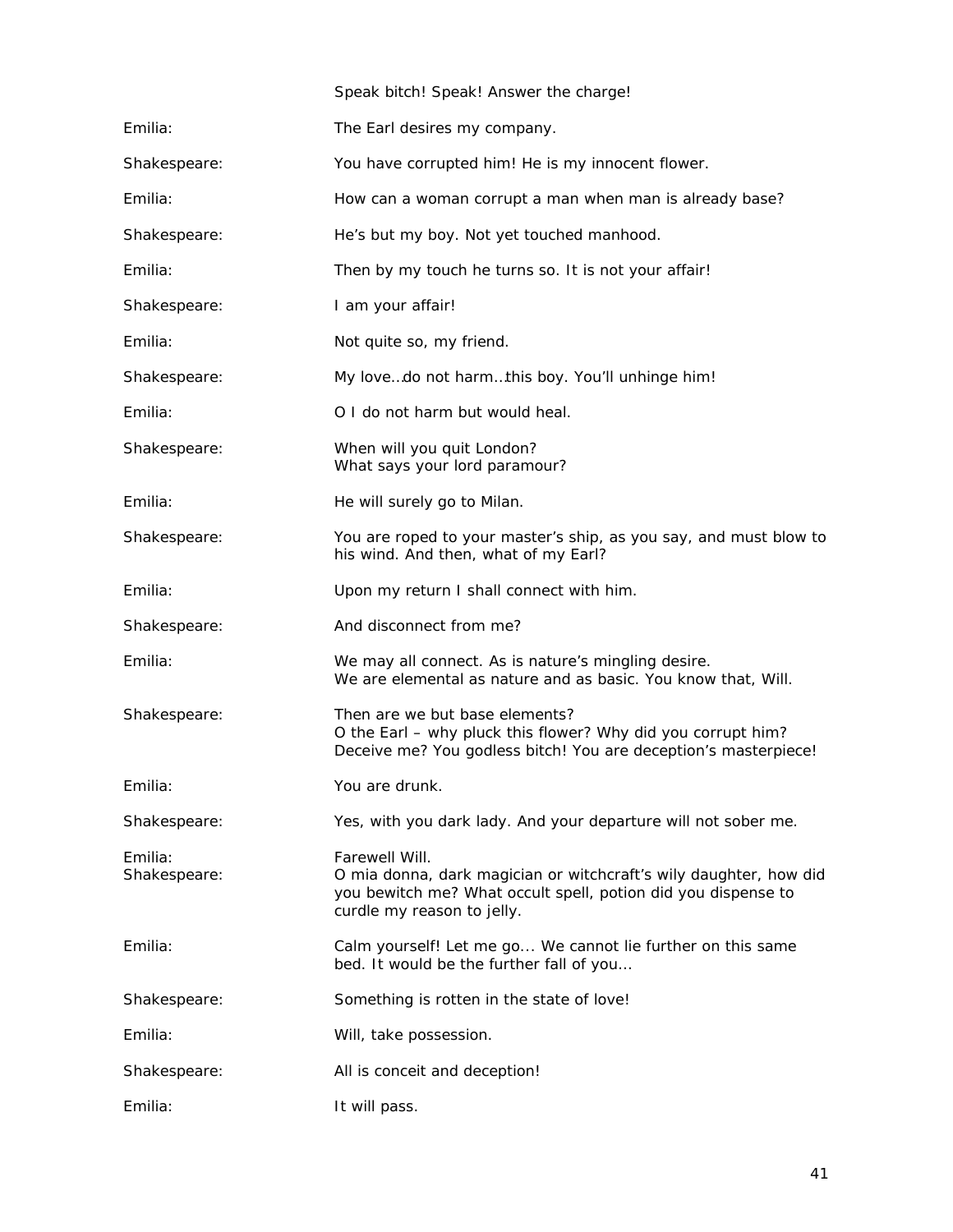Speak bitch! Speak! Answer the charge!

Emilia: The Earl desires my company.

Shakespeare: You have corrupted him! He is my innocent flower.

Emilia: How can a woman corrupt a man when man is already base?

Shakespeare: He's but my boy. Not yet touched manhood.

Emilia: Then by my touch he turns so. It is not your affair!

Shakespeare: I am your affair!

Emilia: Not quite so, my friend.

Shakespeare: My love…do not harm…this boy. You'll unhinge him!

Emilia: O I do not harm but would heal.

Shakespeare: When will you quit London?
What says your lord paramour?

Emilia: He will surely go to Milan.

Shakespeare: You are roped to your master's ship, as you say, and must blow to his wind. And then, what of my Earl?

Emilia: Upon my return I shall connect with him.

Shakespeare: And disconnect from me?

Emilia: We may all connect. As is nature's mingling desire.
We are elemental as nature and as basic. You know that, Will.

Shakespeare: Then are we but base elements?
O the Earl – why pluck this flower? Why did you corrupt him?
Deceive me? You godless bitch! You are deception's masterpiece!

Emilia: You are drunk.

Shakespeare: Yes, with you dark lady. And your departure will not sober me.

Emilia: Farewell Will.

Shakespeare: O mia donna, dark magician or witchcraft's wily daughter, how did you bewitch me? What occult spell, potion did you dispense to curdle my reason to jelly.

Emilia: Calm yourself! Let me go... We cannot lie further on this same bed. It would be the further fall of you...

Shakespeare: Something is rotten in the state of love!

Emilia: Will, take possession.

Shakespeare: All is conceit and deception!

Emilia: It will pass.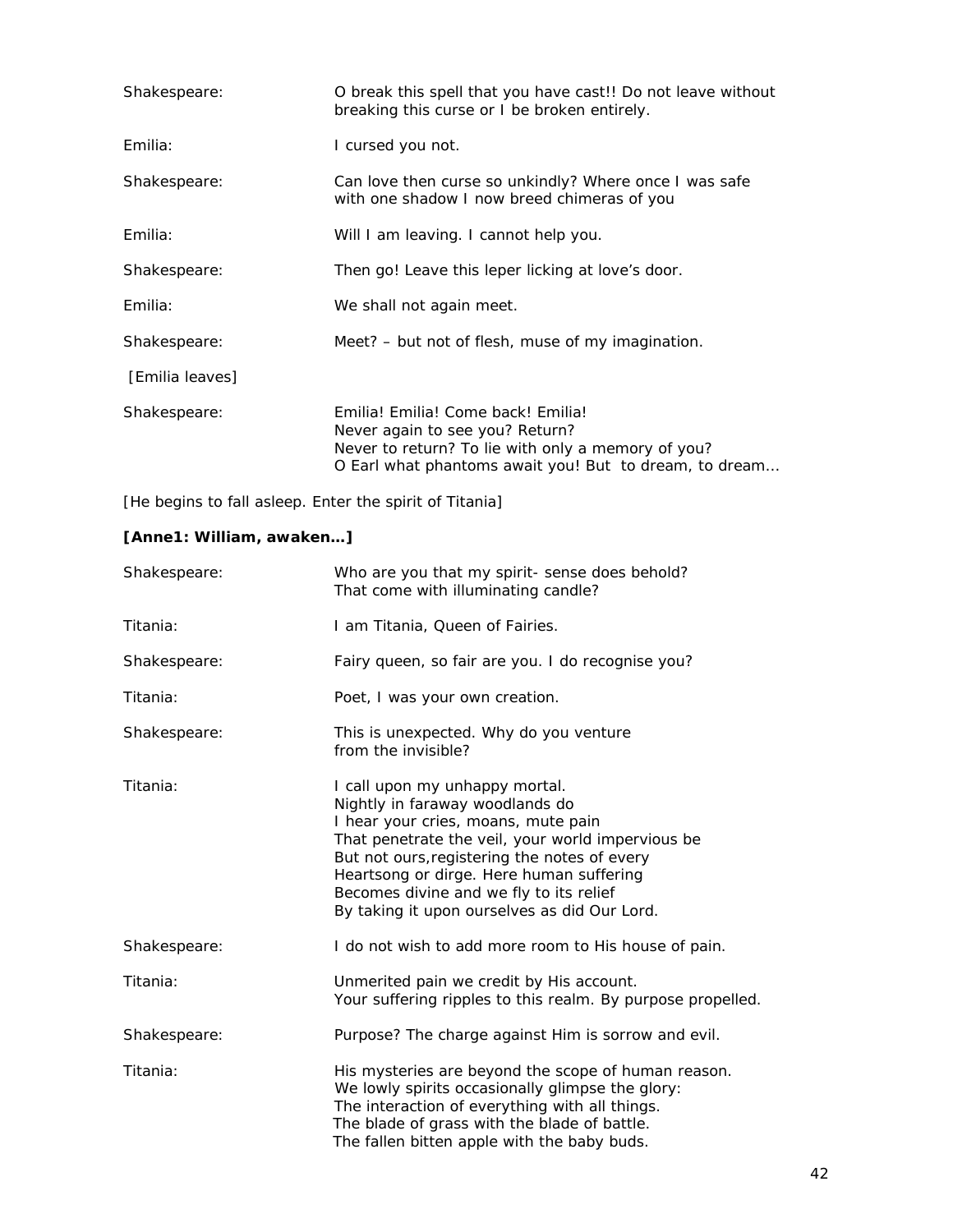Shakespeare: O break this spell that you have cast!! Do not leave without breaking this curse or I be broken entirely.

Emilia: I cursed you not.

Shakespeare: Can love then curse so unkindly? Where once I was safe with one shadow I now breed chimeras of you

Emilia: Will I am leaving. I cannot help you.

Shakespeare: Then go! Leave this leper licking at love's door.

Emilia: We shall not again meet.

Shakespeare: Meet? – but not of flesh, muse of my imagination.

[Emilia leaves]

Shakespeare: Emilia! Emilia! Come back! Emilia!
Never again to see you? Return?
Never to return? To lie with only a memory of you?
O Earl what phantoms await you! But to dream, to dream…

[He begins to fall asleep. Enter the spirit of Titania]

**[Anne1: William, awaken…]**

Shakespeare: Who are you that my spirit- sense does behold?
That come with illuminating candle?

Titania: I am Titania, Queen of Fairies.

Shakespeare: Fairy queen, so fair are you. I do recognise you?

Titania: Poet, I was your own creation.

Shakespeare: This is unexpected. Why do you venture
from the invisible?

Titania: I call upon my unhappy mortal.
Nightly in faraway woodlands do
I hear your cries, moans, mute pain
That penetrate the veil, your world impervious be
But not ours,registering the notes of every
Heartsong or dirge. Here human suffering
Becomes divine and we fly to its relief
By taking it upon ourselves as did Our Lord.

Shakespeare: I do not wish to add more room to His house of pain.

Titania: Unmerited pain we credit by His account.
Your suffering ripples to this realm. By purpose propelled.

Shakespeare: Purpose? The charge against Him is sorrow and evil.

Titania: His mysteries are beyond the scope of human reason.
We lowly spirits occasionally glimpse the glory:
The interaction of everything with all things.
The blade of grass with the blade of battle.
The fallen bitten apple with the baby buds.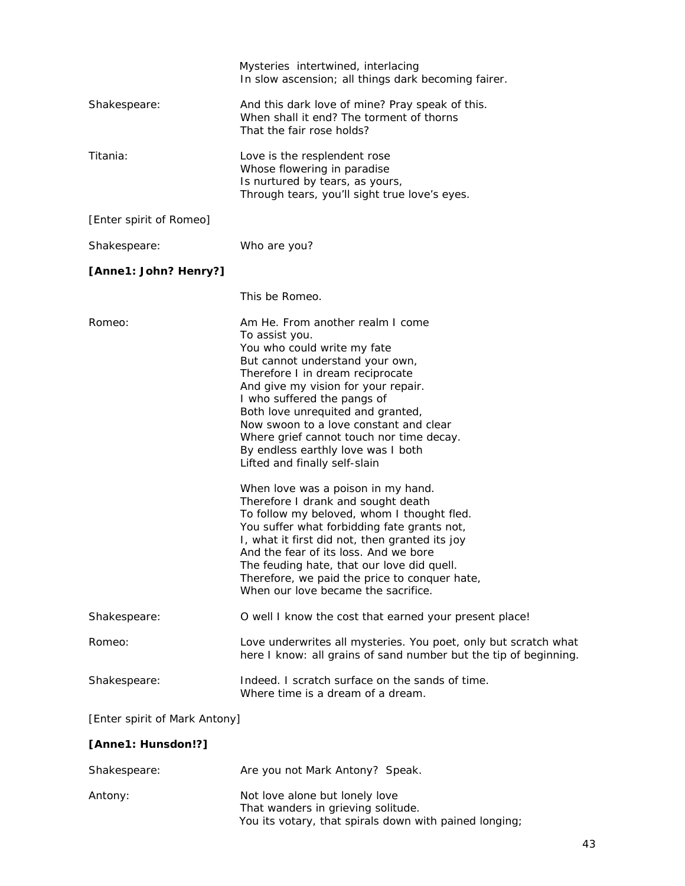Mysteries intertwined, interlacing  
In slow ascension; all things dark becoming fairer.

Shakespeare: And this dark love of mine? Pray speak of this.  
When shall it end? The torment of thorns  
That the fair rose holds?

Titania: Love is the resplendent rose  
Whose flowering in paradise  
Is nurtured by tears, as yours,  
Through tears, you'll sight true love's eyes.

[Enter spirit of Romeo]

Shakespeare: Who are you?

**[Anne1: John? Henry?]**

This be Romeo.

Romeo: Am He. From another realm I come  
To assist you.  
You who could write my fate  
But cannot understand your own,  
Therefore I in dream reciprocate  
And give my vision for your repair.  
I who suffered the pangs of  
Both love unrequited and granted,  
Now swoon to a love constant and clear  
Where grief cannot touch nor time decay.  
By endless earthly love was I both  
Lifted and finally self-slain

When love was a poison in my hand.  
Therefore I drank and sought death  
To follow my beloved, whom I thought fled.  
You suffer what forbidding fate grants not,  
I, what it first did not, then granted its joy  
And the fear of its loss. And we bore  
The feuding hate, that our love did quell.  
Therefore, we paid the price to conquer hate,  
When our love became the sacrifice.

Shakespeare: O well I know the cost that earned your present place!

Romeo: Love underwrites all mysteries. You poet, only but scratch what here I know: all grains of sand number but the tip of beginning.

Shakespeare: Indeed. I scratch surface on the sands of time.  
Where time is a dream of a dream.

[Enter spirit of Mark Antony]

**[Anne1: Hunsdon!?]**

Shakespeare: Are you not Mark Antony? Speak.

Antony: Not love alone but lonely love  
That wanders in grieving solitude.  
You its votary, that spirals down with pained longing;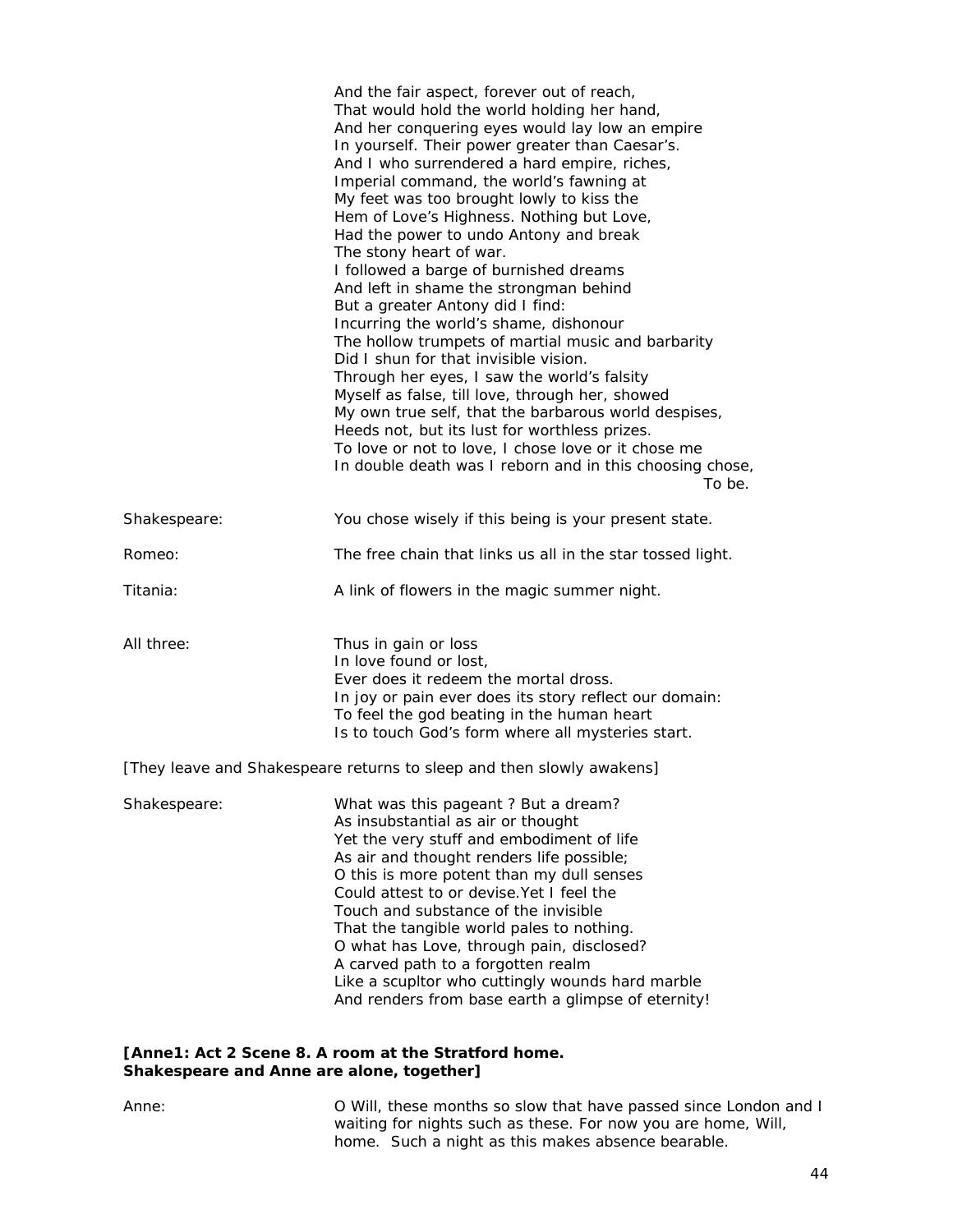And the fair aspect, forever out of reach,
That would hold the world holding her hand,
And her conquering eyes would lay low an empire
In yourself. Their power greater than Caesar's.
And I who surrendered a hard empire, riches,
Imperial command, the world's fawning at
My feet was too brought lowly to kiss the
Hem of Love's Highness. Nothing but Love,
Had the power to undo Antony and break
The stony heart of war.
I followed a barge of burnished dreams
And left in shame the strongman behind
But a greater Antony did I find:
Incurring the world's shame, dishonour
The hollow trumpets of martial music and barbarity
Did I shun for that invisible vision.
Through her eyes, I saw the world's falsity
Myself as false, till love, through her, showed
My own true self, that the barbarous world despises,
Heeds not, but its lust for worthless prizes.
To love or not to love, I chose love or it chose me
In double death was I reborn and in this choosing chose,
To be.

Shakespeare: You chose wisely if this being is your present state.

Romeo: The free chain that links us all in the star tossed light.

Titania: A link of flowers in the magic summer night.

All three: Thus in gain or loss
In love found or lost,
Ever does it redeem the mortal dross.
In joy or pain ever does its story reflect our domain:
To feel the god beating in the human heart
Is to touch God's form where all mysteries start.

[They leave and Shakespeare returns to sleep and then slowly awakens]

Shakespeare: What was this pageant ? But a dream?
As insubstantial as air or thought
Yet the very stuff and embodiment of life
As air and thought renders life possible;
O this is more potent than my dull senses
Could attest to or devise.Yet I feel the
Touch and substance of the invisible
That the tangible world pales to nothing.
O what has Love, through pain, disclosed?
A carved path to a forgotten realm
Like a scupltor who cuttingly wounds hard marble
And renders from base earth a glimpse of eternity!

**[Anne1: Act 2 Scene 8. A room at the Stratford home.
Shakespeare and Anne are alone, together]**

Anne: O Will, these months so slow that have passed since London and I waiting for nights such as these. For now you are home, Will, home. Such a night as this makes absence bearable.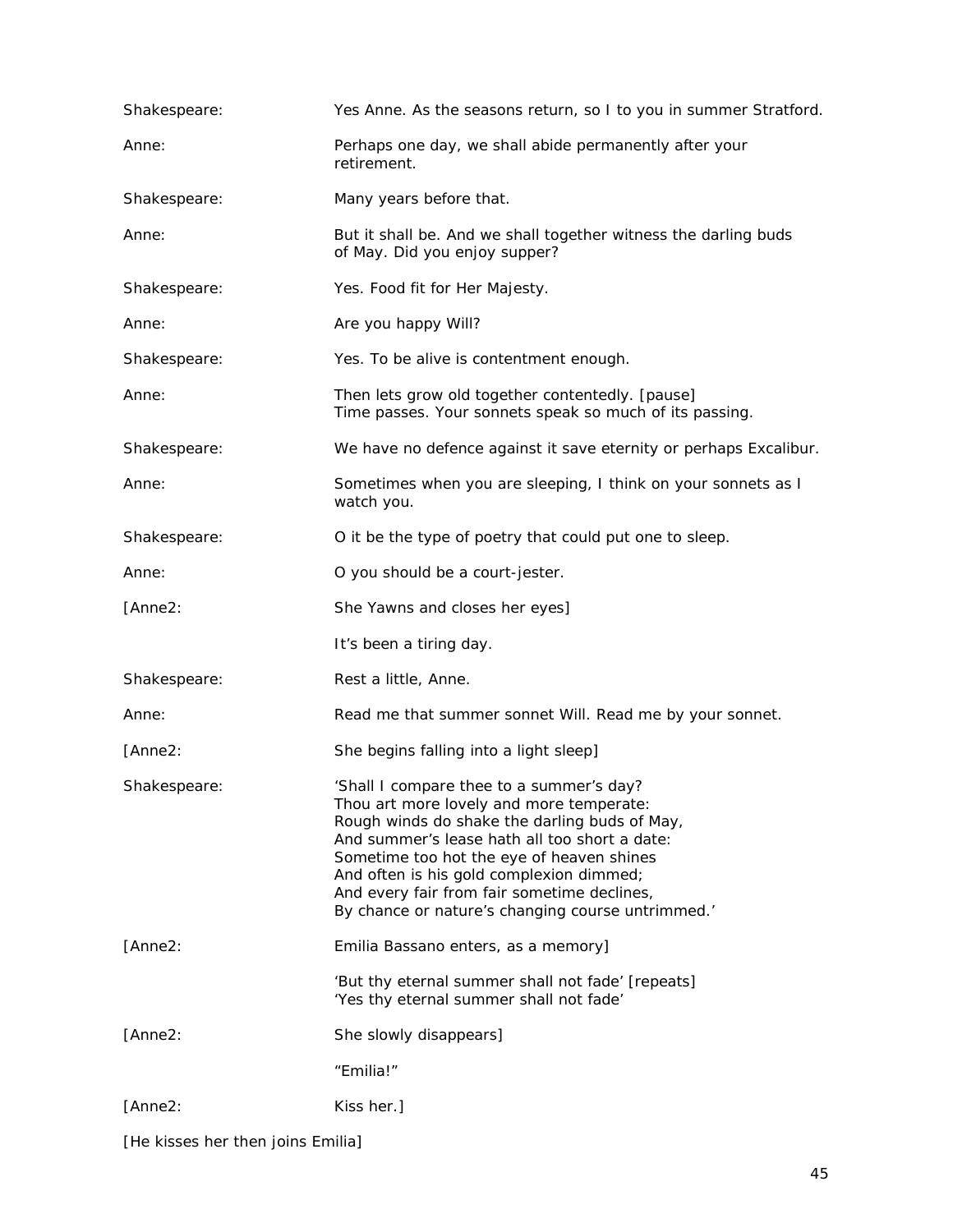Shakespeare: Yes Anne. As the seasons return, so I to you in summer Stratford.

Anne: Perhaps one day, we shall abide permanently after your retirement.

Shakespeare: Many years before that.

Anne: But it shall be. And we shall together witness the darling buds of May. Did you enjoy supper?

Shakespeare: Yes. Food fit for Her Majesty.

Anne: Are you happy Will?

Shakespeare: Yes. To be alive is contentment enough.

Anne: Then lets grow old together contentedly. [pause]
Time passes. Your sonnets speak so much of its passing.

Shakespeare: We have no defence against it save eternity or perhaps Excalibur.

Anne: Sometimes when you are sleeping, I think on your sonnets as I watch you.

Shakespeare: O it be the type of poetry that could put one to sleep.

Anne: O you should be a court-jester.

[Anne2: She Yawns and closes her eyes]

It's been a tiring day.

Shakespeare: Rest a little, Anne.

Anne: Read me that summer sonnet Will. Read me by your sonnet.

[Anne2: She begins falling into a light sleep]

Shakespeare: 'Shall I compare thee to a summer's day?
Thou art more lovely and more temperate:
Rough winds do shake the darling buds of May,
And summer's lease hath all too short a date:
Sometime too hot the eye of heaven shines
And often is his gold complexion dimmed;
And every fair from fair sometime declines,
By chance or nature's changing course untrimmed.'

[Anne2: Emilia Bassano enters, as a memory]

'But thy eternal summer shall not fade' [repeats]
'Yes thy eternal summer shall not fade'

[Anne2: She slowly disappears]

"Emilia!"

[Anne2: Kiss her.]

[He kisses her then joins Emilia]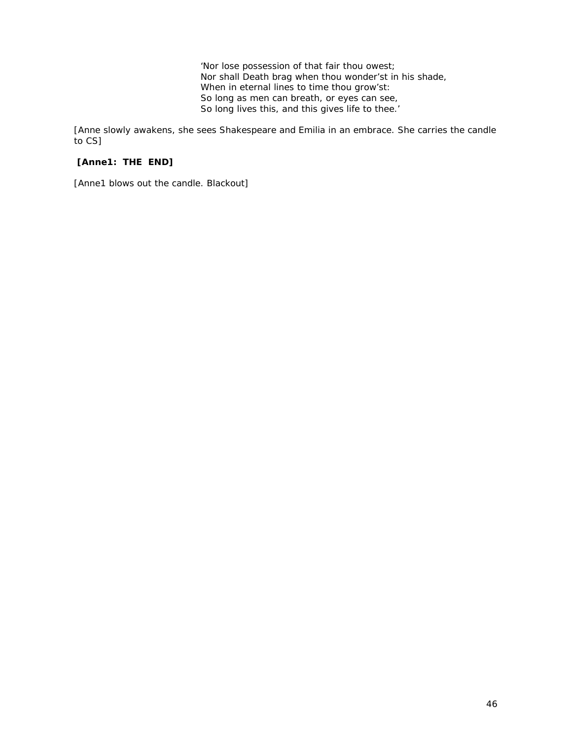'Nor lose possession of that fair thou owest;  
Nor shall Death brag when thou wonder'st in his shade,  
When in eternal lines to time thou grow'st:  
So long as men can breath, or eyes can see,  
So long lives this, and this gives life to thee.'

[Anne slowly awakens, she sees Shakespeare and Emilia in an embrace. She carries the candle to CS]

**[Anne1: THE END]**

[Anne1 blows out the candle. Blackout]